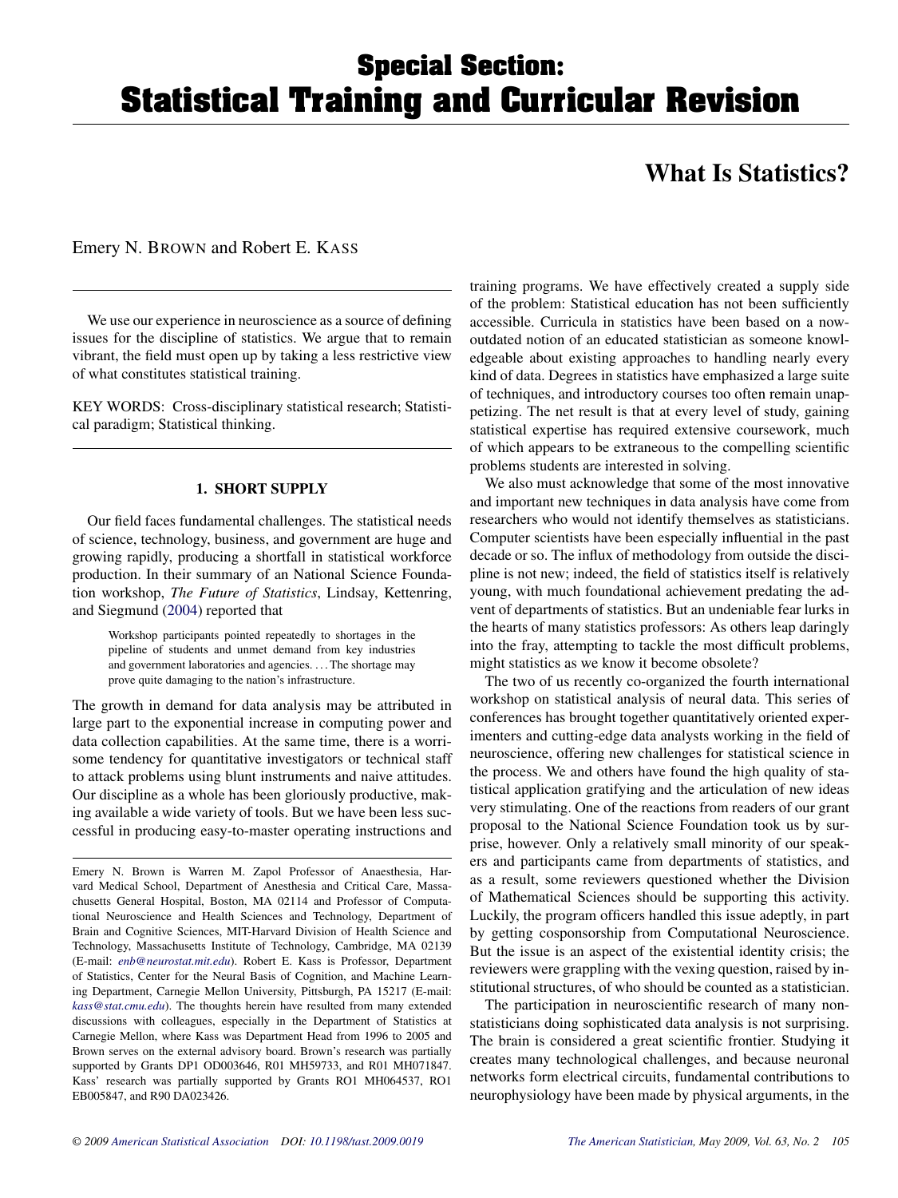# Special Section: Statistical Training and Curricular Revision

# What Is Statistics?

Emery N. Brown and Robert E. Kass

We use our experience in neuroscience as a source of defining issues for the discipline of statistics. We argue that to remain vibrant, the field must open up by taking a less restrictive view of what constitutes statistical training.

KEY WORDS: Cross-disciplinary statistical research; Statistical paradigm; Statistical thinking.

## 1. SHORT SUPPLY

Our field faces fundamental challenges. The statistical needs of science, technology, business, and government are huge and growing rapidly, producing a shortfall in statistical workforce production. In their summary of an National Science Foundation workshop, *The Future of Statistics*, Lindsay, Kettenring, and Siegmund (2004) reported that

> Workshop participants pointed repeatedly to shortages in the pipeline of students and unmet demand from key industries and government laboratories and agencies. ...The shortage may prove quite damaging to the nation's infrastructure.

The growth in demand for data analysis may be attributed in large part to the exponential increase in computing power and data collection capabilities. At the same time, there is a worrisome tendency for quantitative investigators or technical staff to attack problems using blunt instruments and naive attitudes. Our discipline as a whole has been gloriously productive, making available a wide variety of tools. But we have been less successful in producing easy-to-master operating instructions and training programs. We have effectively created a supply side of the problem: Statistical education has not been sufficiently accessible. Curricula in statistics have been based on a now-outdated notion of an educated statistician as someone knowledgeable about existing approaches to handling nearly every kind of data. Degrees in statistics have emphasized a large suite of techniques, and introductory courses too often remain unappetizing. The net result is that at every level of study, gaining statistical expertise has required extensive coursework, much of which appears to be extraneous to the compelling scientific problems students are interested in solving.

We also must acknowledge that some of the most innovative and important new techniques in data analysis have come from researchers who would not identify themselves as statisticians. Computer scientists have been especially influential in the past decade or so. The influx of methodology from outside the discipline is not new; indeed, the field of statistics itself is relatively young, with much foundational achievement predating the advent of departments of statistics. But an undeniable fear lurks in the hearts of many statistics professors: As others leap daringly into the fray, attempting to tackle the most difficult problems, might statistics as we know it become obsolete?

The two of us recently co-organized the fourth international workshop on statistical analysis of neural data. This series of conferences has brought together quantitatively oriented experimenters and cutting-edge data analysts working in the field of neuroscience, offering new challenges for statistical science in the process. We and others have found the high quality of statistical application gratifying and the articulation of new ideas very stimulating. One of the reactions from readers of our grant proposal to the National Science Foundation took us by surprise, however. Only a relatively small minority of our speakers and participants came from departments of statistics, and as a result, some reviewers questioned whether the Division of Mathematical Sciences should be supporting this activity. Luckily, the program officers handled this issue adeptly, in part by getting cosponsorship from Computational Neuroscience. But the issue is an aspect of the existential identity crisis; the reviewers were grappling with the vexing question, raised by institutional structures, of who should be counted as a statistician.

The participation in neuroscientific research of many non-statisticians doing sophisticated data analysis is not surprising. The brain is considered a great scientific frontier. Studying it creates many technological challenges, and because neuronal networks form electrical circuits, fundamental contributions to neurophysiology have been made by physical arguments, in the

---

Emery N. Brown is Warren M. Zapol Professor of Anaesthesia, Harvard Medical School, Department of Anesthesia and Critical Care, Massachusetts General Hospital, Boston, MA 02114 and Professor of Computational Neuroscience and Health Sciences and Technology, Department of Brain and Cognitive Sciences, MIT-Harvard Division of Health Science and Technology, Massachusetts Institute of Technology, Cambridge, MA 02139 (E-mail: enb@neurostat.mit.edu). Robert E. Kass is Professor, Department of Statistics, Center for the Neural Basis of Cognition, and Machine Learning Department, Carnegie Mellon University, Pittsburgh, PA 15217 (E-mail: kass@stat.cmu.edu). The thoughts herein have resulted from many extended discussions with colleagues, especially in the Department of Statistics at Carnegie Mellon, where Kass was Department Head from 1996 to 2005 and Brown serves on the external advisory board. Brown's research was partially supported by Grants DP1 OD003646, R01 MH59733, and R01 MH071847. Kass' research was partially supported by Grants RO1 MH064537, RO1 EB005847, and R90 DA023426.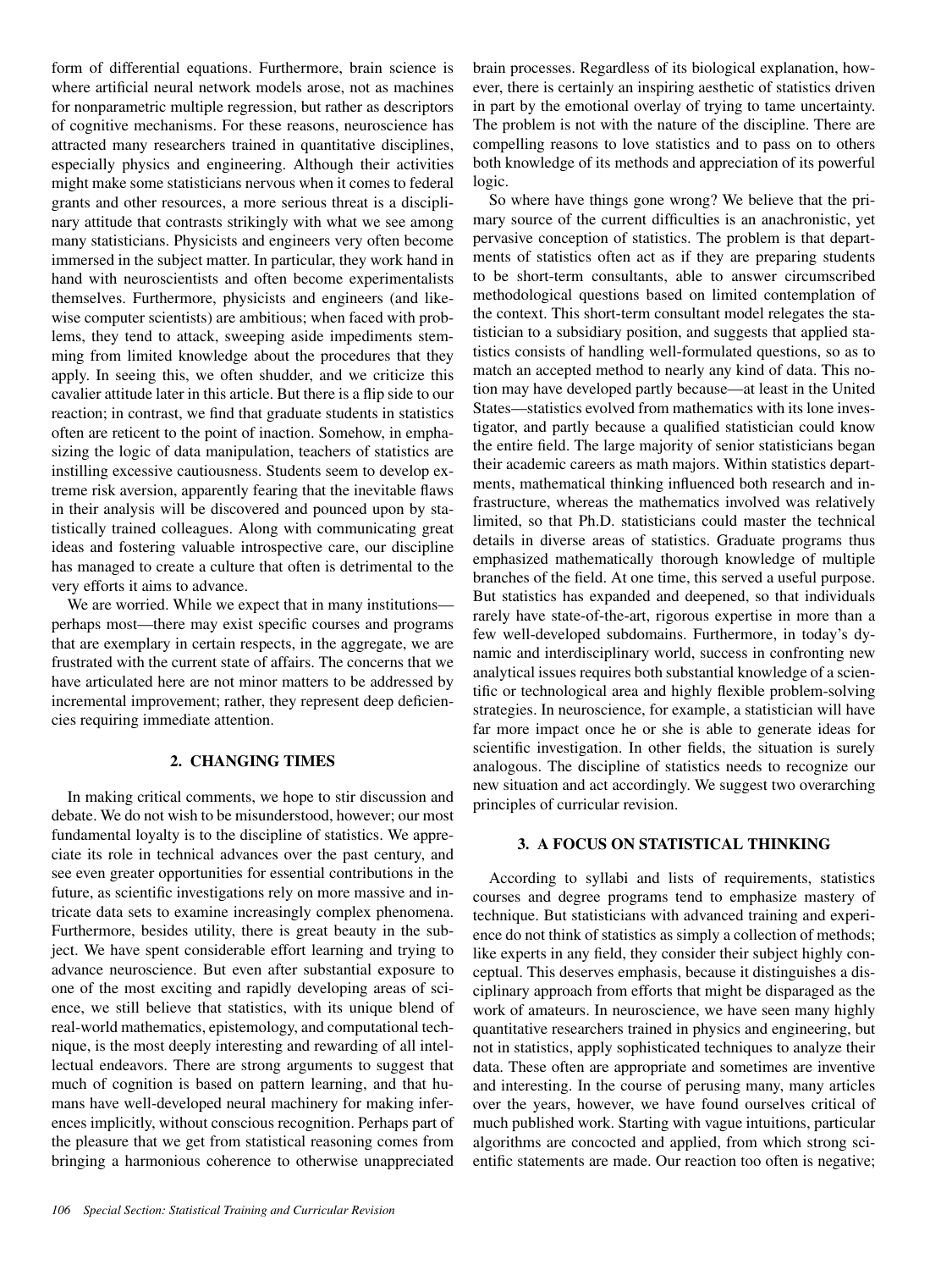form of differential equations. Furthermore, brain science is where artificial neural network models arose, not as machines for nonparametric multiple regression, but rather as descriptors of cognitive mechanisms. For these reasons, neuroscience has attracted many researchers trained in quantitative disciplines, especially physics and engineering. Although their activities might make some statisticians nervous when it comes to federal grants and other resources, a more serious threat is a disciplinary attitude that contrasts strikingly with what we see among many statisticians. Physicists and engineers very often become immersed in the subject matter. In particular, they work hand in hand with neuroscientists and often become experimentalists themselves. Furthermore, physicists and engineers (and likewise computer scientists) are ambitious; when faced with problems, they tend to attack, sweeping aside impediments stemming from limited knowledge about the procedures that they apply. In seeing this, we often shudder, and we criticize this cavalier attitude later in this article. But there is a flip side to our reaction; in contrast, we find that graduate students in statistics often are reticent to the point of inaction. Somehow, in emphasizing the logic of data manipulation, teachers of statistics are instilling excessive cautiousness. Students seem to develop extreme risk aversion, apparently fearing that the inevitable flaws in their analysis will be discovered and pounced upon by statistically trained colleagues. Along with communicating great ideas and fostering valuable introspective care, our discipline has managed to create a culture that often is detrimental to the very efforts it aims to advance.

We are worried. While we expect that in many institutions—perhaps most—there may exist specific courses and programs that are exemplary in certain respects, in the aggregate, we are frustrated with the current state of affairs. The concerns that we have articulated here are not minor matters to be addressed by incremental improvement; rather, they represent deep deficiencies requiring immediate attention.

## 2. CHANGING TIMES

In making critical comments, we hope to stir discussion and debate. We do not wish to be misunderstood, however; our most fundamental loyalty is to the discipline of statistics. We appreciate its role in technical advances over the past century, and see even greater opportunities for essential contributions in the future, as scientific investigations rely on more massive and intricate data sets to examine increasingly complex phenomena. Furthermore, besides utility, there is great beauty in the subject. We have spent considerable effort learning and trying to advance neuroscience. But even after substantial exposure to one of the most exciting and rapidly developing areas of science, we still believe that statistics, with its unique blend of real-world mathematics, epistemology, and computational technique, is the most deeply interesting and rewarding of all intellectual endeavors. There are strong arguments to suggest that much of cognition is based on pattern learning, and that humans have well-developed neural machinery for making inferences implicitly, without conscious recognition. Perhaps part of the pleasure that we get from statistical reasoning comes from bringing a harmonious coherence to otherwise unappreciated brain processes. Regardless of its biological explanation, however, there is certainly an inspiring aesthetic of statistics driven in part by the emotional overlay of trying to tame uncertainty. The problem is not with the nature of the discipline. There are compelling reasons to love statistics and to pass on to others both knowledge of its methods and appreciation of its powerful logic.

So where have things gone wrong? We believe that the primary source of the current difficulties is an anachronistic, yet pervasive conception of statistics. The problem is that departments of statistics often act as if they are preparing students to be short-term consultants, able to answer circumscribed methodological questions based on limited contemplation of the context. This short-term consultant model relegates the statistician to a subsidiary position, and suggests that applied statistics consists of handling well-formulated questions, so as to match an accepted method to nearly any kind of data. This notion may have developed partly because—at least in the United States—statistics evolved from mathematics with its lone investigator, and partly because a qualified statistician could know the entire field. The large majority of senior statisticians began their academic careers as math majors. Within statistics departments, mathematical thinking influenced both research and infrastructure, whereas the mathematics involved was relatively limited, so that Ph.D. statisticians could master the technical details in diverse areas of statistics. Graduate programs thus emphasized mathematically thorough knowledge of multiple branches of the field. At one time, this served a useful purpose. But statistics has expanded and deepened, so that individuals rarely have state-of-the-art, rigorous expertise in more than a few well-developed subdomains. Furthermore, in today's dynamic and interdisciplinary world, success in confronting new analytical issues requires both substantial knowledge of a scientific or technological area and highly flexible problem-solving strategies. In neuroscience, for example, a statistician will have far more impact once he or she is able to generate ideas for scientific investigation. In other fields, the situation is surely analogous. The discipline of statistics needs to recognize our new situation and act accordingly. We suggest two overarching principles of curricular revision.

## 3. A FOCUS ON STATISTICAL THINKING

According to syllabi and lists of requirements, statistics courses and degree programs tend to emphasize mastery of technique. But statisticians with advanced training and experience do not think of statistics as simply a collection of methods; like experts in any field, they consider their subject highly conceptual. This deserves emphasis, because it distinguishes a disciplinary approach from efforts that might be disparaged as the work of amateurs. In neuroscience, we have seen many highly quantitative researchers trained in physics and engineering, but not in statistics, apply sophisticated techniques to analyze their data. These often are appropriate and sometimes are inventive and interesting. In the course of perusing many, many articles over the years, however, we have found ourselves critical of much published work. Starting with vague intuitions, particular algorithms are concocted and applied, from which strong scientific statements are made. Our reaction too often is negative;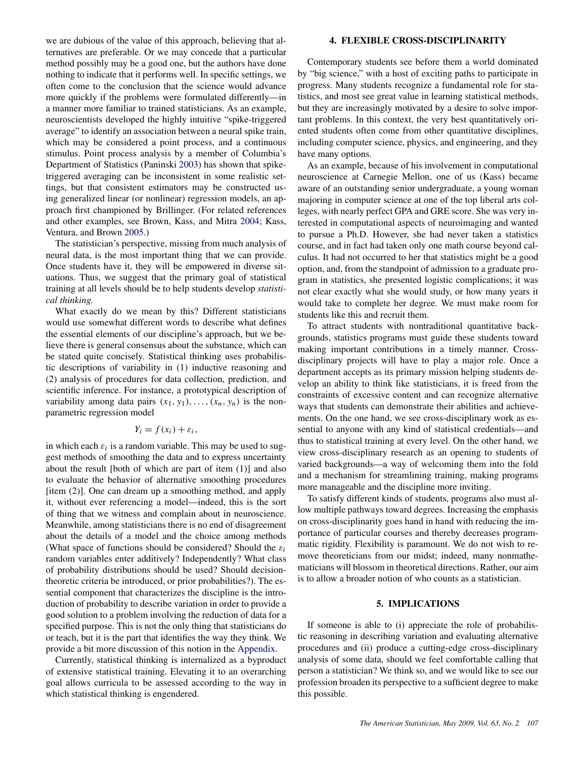we are dubious of the value of this approach, believing that alternatives are preferable. Or we may concede that a particular method possibly may be a good one, but the authors have done nothing to indicate that it performs well. In specific settings, we often come to the conclusion that the science would advance more quickly if the problems were formulated differently—in a manner more familiar to trained statisticians. As an example, neuroscientists developed the highly intuitive "spike-triggered average" to identify an association between a neural spike train, which may be considered a point process, and a continuous stimulus. Point process analysis by a member of Columbia's Department of Statistics (Paninski 2003) has shown that spike-triggered averaging can be inconsistent in some realistic settings, but that consistent estimators may be constructed using generalized linear (or nonlinear) regression models, an approach first championed by Brillinger. (For related references and other examples, see Brown, Kass, and Mitra 2004; Kass, Ventura, and Brown 2005.)

The statistician's perspective, missing from much analysis of neural data, is the most important thing that we can provide. Once students have it, they will be empowered in diverse situations. Thus, we suggest that the primary goal of statistical training at all levels should be to help students develop *statistical thinking.*

What exactly do we mean by this? Different statisticians would use somewhat different words to describe what defines the essential elements of our discipline's approach, but we believe there is general consensus about the substance, which can be stated quite concisely. Statistical thinking uses probabilistic descriptions of variability in (1) inductive reasoning and (2) analysis of procedures for data collection, prediction, and scientific inference. For instance, a prototypical description of variability among data pairs $(x_1, y_1), \ldots, (x_n, y_n)$ is the nonparametric regression model

$$Y_i = f(x_i) + \varepsilon_i,$$

in which each $\varepsilon_i$ is a random variable. This may be used to suggest methods of smoothing the data and to express uncertainty about the result [both of which are part of item (1)] and also to evaluate the behavior of alternative smoothing procedures [item (2)]. One can dream up a smoothing method, and apply it, without ever referencing a model—indeed, this is the sort of thing that we witness and complain about in neuroscience. Meanwhile, among statisticians there is no end of disagreement about the details of a model and the choice among methods (What space of functions should be considered? Should the $\varepsilon_i$ random variables enter additively? Independently? What class of probability distributions should be used? Should decision-theoretic criteria be introduced, or prior probabilities?). The essential component that characterizes the discipline is the introduction of probability to describe variation in order to provide a good solution to a problem involving the reduction of data for a specified purpose. This is not the only thing that statisticians do or teach, but it is the part that identifies the way they think. We provide a bit more discussion of this notion in the Appendix.

Currently, statistical thinking is internalized as a byproduct of extensive statistical training. Elevating it to an overarching goal allows curricula to be assessed according to the way in which statistical thinking is engendered.

## 4. FLEXIBLE CROSS-DISCIPLINARITY

Contemporary students see before them a world dominated by "big science," with a host of exciting paths to participate in progress. Many students recognize a fundamental role for statistics, and most see great value in learning statistical methods, but they are increasingly motivated by a desire to solve important problems. In this context, the very best quantitatively oriented students often come from other quantitative disciplines, including computer science, physics, and engineering, and they have many options.

As an example, because of his involvement in computational neuroscience at Carnegie Mellon, one of us (Kass) became aware of an outstanding senior undergraduate, a young woman majoring in computer science at one of the top liberal arts colleges, with nearly perfect GPA and GRE score. She was very interested in computational aspects of neuroimaging and wanted to pursue a Ph.D. However, she had never taken a statistics course, and in fact had taken only one math course beyond calculus. It had not occurred to her that statistics might be a good option, and, from the standpoint of admission to a graduate program in statistics, she presented logistic complications; it was not clear exactly what she would study, or how many years it would take to complete her degree. We must make room for students like this and recruit them.

To attract students with nontraditional quantitative backgrounds, statistics programs must guide these students toward making important contributions in a timely manner. Cross-disciplinary projects will have to play a major role. Once a department accepts as its primary mission helping students develop an ability to think like statisticians, it is freed from the constraints of excessive content and can recognize alternative ways that students can demonstrate their abilities and achievements. On the one hand, we see cross-disciplinary work as essential to anyone with any kind of statistical credentials—and thus to statistical training at every level. On the other hand, we view cross-disciplinary research as an opening to students of varied backgrounds—a way of welcoming them into the fold and a mechanism for streamlining training, making programs more manageable and the discipline more inviting.

To satisfy different kinds of students, programs also must allow multiple pathways toward degrees. Increasing the emphasis on cross-disciplinarity goes hand in hand with reducing the importance of particular courses and thereby decreases programmatic rigidity. Flexibility is paramount. We do not wish to remove theoreticians from our midst; indeed, many nonmathematicians will blossom in theoretical directions. Rather, our aim is to allow a broader notion of who counts as a statistician.

## 5. IMPLICATIONS

If someone is able to (i) appreciate the role of probabilistic reasoning in describing variation and evaluating alternative procedures and (ii) produce a cutting-edge cross-disciplinary analysis of some data, should we feel comfortable calling that person a statistician? We think so, and we would like to see our profession broaden its perspective to a sufficient degree to make this possible.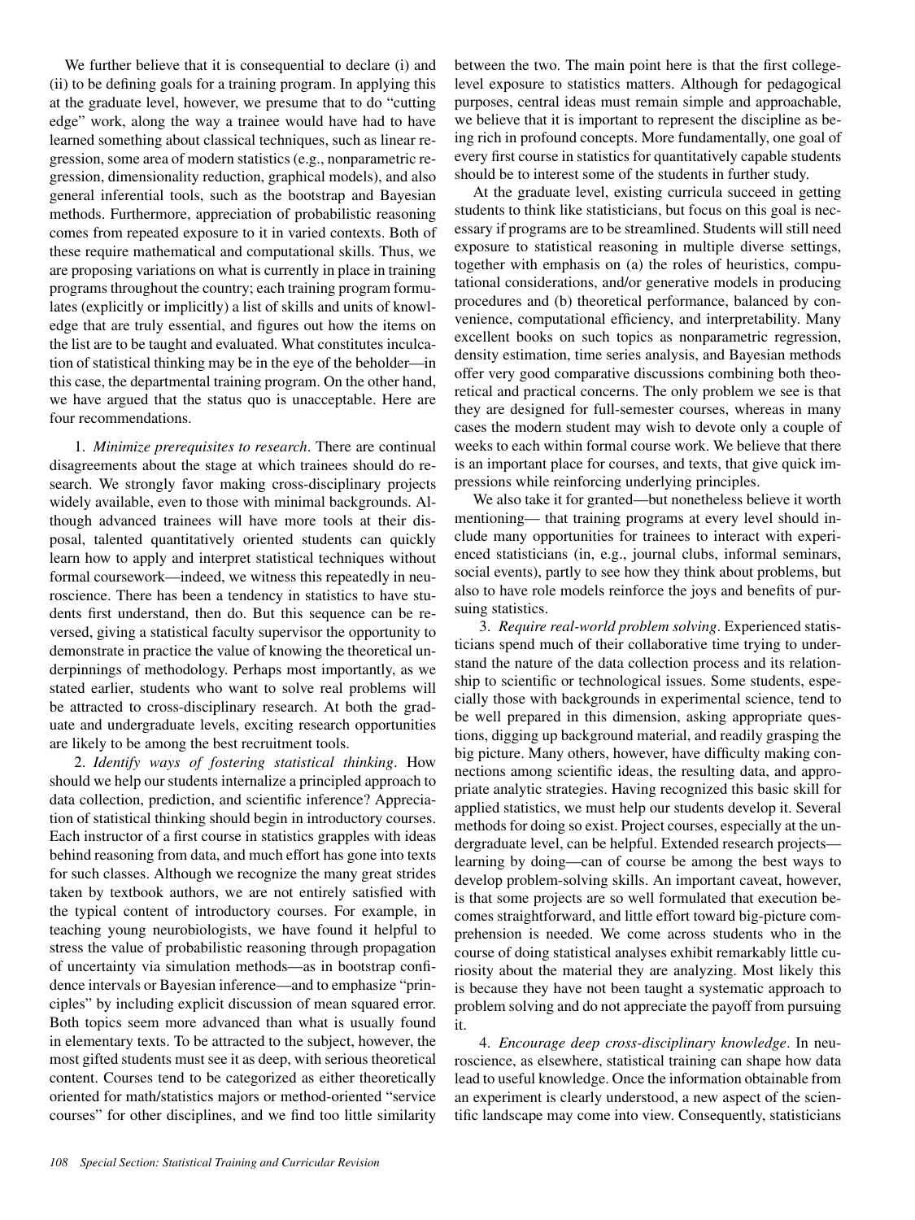We further believe that it is consequential to declare (i) and (ii) to be defining goals for a training program. In applying this at the graduate level, however, we presume that to do "cutting edge" work, along the way a trainee would have had to have learned something about classical techniques, such as linear regression, some area of modern statistics (e.g., nonparametric regression, dimensionality reduction, graphical models), and also general inferential tools, such as the bootstrap and Bayesian methods. Furthermore, appreciation of probabilistic reasoning comes from repeated exposure to it in varied contexts. Both of these require mathematical and computational skills. Thus, we are proposing variations on what is currently in place in training programs throughout the country; each training program formulates (explicitly or implicitly) a list of skills and units of knowledge that are truly essential, and figures out how the items on the list are to be taught and evaluated. What constitutes inculcation of statistical thinking may be in the eye of the beholder—in this case, the departmental training program. On the other hand, we have argued that the status quo is unacceptable. Here are four recommendations.

1. *Minimize prerequisites to research*. There are continual disagreements about the stage at which trainees should do research. We strongly favor making cross-disciplinary projects widely available, even to those with minimal backgrounds. Although advanced trainees will have more tools at their disposal, talented quantitatively oriented students can quickly learn how to apply and interpret statistical techniques without formal coursework—indeed, we witness this repeatedly in neuroscience. There has been a tendency in statistics to have students first understand, then do. But this sequence can be reversed, giving a statistical faculty supervisor the opportunity to demonstrate in practice the value of knowing the theoretical underpinnings of methodology. Perhaps most importantly, as we stated earlier, students who want to solve real problems will be attracted to cross-disciplinary research. At both the graduate and undergraduate levels, exciting research opportunities are likely to be among the best recruitment tools.

2. *Identify ways of fostering statistical thinking*. How should we help our students internalize a principled approach to data collection, prediction, and scientific inference? Appreciation of statistical thinking should begin in introductory courses. Each instructor of a first course in statistics grapples with ideas behind reasoning from data, and much effort has gone into texts for such classes. Although we recognize the many great strides taken by textbook authors, we are not entirely satisfied with the typical content of introductory courses. For example, in teaching young neurobiologists, we have found it helpful to stress the value of probabilistic reasoning through propagation of uncertainty via simulation methods—as in bootstrap confidence intervals or Bayesian inference—and to emphasize "principles" by including explicit discussion of mean squared error. Both topics seem more advanced than what is usually found in elementary texts. To be attracted to the subject, however, the most gifted students must see it as deep, with serious theoretical content. Courses tend to be categorized as either theoretically oriented for math/statistics majors or method-oriented "service courses" for other disciplines, and we find too little similarity between the two. The main point here is that the first college-level exposure to statistics matters. Although for pedagogical purposes, central ideas must remain simple and approachable, we believe that it is important to represent the discipline as being rich in profound concepts. More fundamentally, one goal of every first course in statistics for quantitatively capable students should be to interest some of the students in further study.

At the graduate level, existing curricula succeed in getting students to think like statisticians, but focus on this goal is necessary if programs are to be streamlined. Students will still need exposure to statistical reasoning in multiple diverse settings, together with emphasis on (a) the roles of heuristics, computational considerations, and/or generative models in producing procedures and (b) theoretical performance, balanced by convenience, computational efficiency, and interpretability. Many excellent books on such topics as nonparametric regression, density estimation, time series analysis, and Bayesian methods offer very good comparative discussions combining both theoretical and practical concerns. The only problem we see is that they are designed for full-semester courses, whereas in many cases the modern student may wish to devote only a couple of weeks to each within formal course work. We believe that there is an important place for courses, and texts, that give quick impressions while reinforcing underlying principles.

We also take it for granted—but nonetheless believe it worth mentioning— that training programs at every level should include many opportunities for trainees to interact with experienced statisticians (in, e.g., journal clubs, informal seminars, social events), partly to see how they think about problems, but also to have role models reinforce the joys and benefits of pursuing statistics.

3. *Require real-world problem solving*. Experienced statisticians spend much of their collaborative time trying to understand the nature of the data collection process and its relationship to scientific or technological issues. Some students, especially those with backgrounds in experimental science, tend to be well prepared in this dimension, asking appropriate questions, digging up background material, and readily grasping the big picture. Many others, however, have difficulty making connections among scientific ideas, the resulting data, and appropriate analytic strategies. Having recognized this basic skill for applied statistics, we must help our students develop it. Several methods for doing so exist. Project courses, especially at the undergraduate level, can be helpful. Extended research projects—learning by doing—can of course be among the best ways to develop problem-solving skills. An important caveat, however, is that some projects are so well formulated that execution becomes straightforward, and little effort toward big-picture comprehension is needed. We come across students who in the course of doing statistical analyses exhibit remarkably little curiosity about the material they are analyzing. Most likely this is because they have not been taught a systematic approach to problem solving and do not appreciate the payoff from pursuing it.

4. *Encourage deep cross-disciplinary knowledge*. In neuroscience, as elsewhere, statistical training can shape how data lead to useful knowledge. Once the information obtainable from an experiment is clearly understood, a new aspect of the scientific landscape may come into view. Consequently, statisticians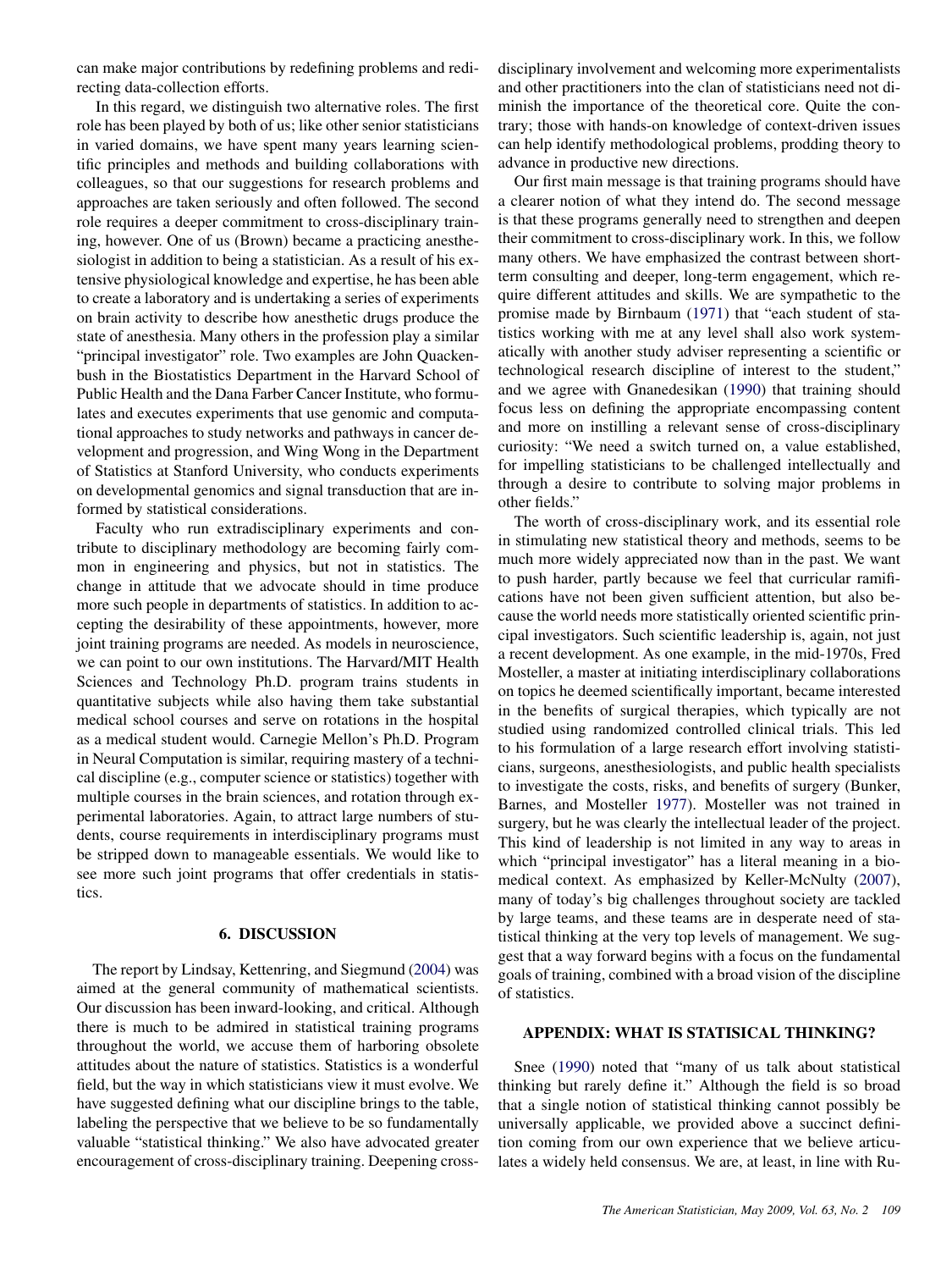can make major contributions by redefining problems and redirecting data-collection efforts.

In this regard, we distinguish two alternative roles. The first role has been played by both of us; like other senior statisticians in varied domains, we have spent many years learning scientific principles and methods and building collaborations with colleagues, so that our suggestions for research problems and approaches are taken seriously and often followed. The second role requires a deeper commitment to cross-disciplinary training, however. One of us (Brown) became a practicing anesthesiologist in addition to being a statistician. As a result of his extensive physiological knowledge and expertise, he has been able to create a laboratory and is undertaking a series of experiments on brain activity to describe how anesthetic drugs produce the state of anesthesia. Many others in the profession play a similar "principal investigator" role. Two examples are John Quackenbush in the Biostatistics Department in the Harvard School of Public Health and the Dana Farber Cancer Institute, who formulates and executes experiments that use genomic and computational approaches to study networks and pathways in cancer development and progression, and Wing Wong in the Department of Statistics at Stanford University, who conducts experiments on developmental genomics and signal transduction that are informed by statistical considerations.

Faculty who run extradisciplinary experiments and contribute to disciplinary methodology are becoming fairly common in engineering and physics, but not in statistics. The change in attitude that we advocate should in time produce more such people in departments of statistics. In addition to accepting the desirability of these appointments, however, more joint training programs are needed. As models in neuroscience, we can point to our own institutions. The Harvard/MIT Health Sciences and Technology Ph.D. program trains students in quantitative subjects while also having them take substantial medical school courses and serve on rotations in the hospital as a medical student would. Carnegie Mellon's Ph.D. Program in Neural Computation is similar, requiring mastery of a technical discipline (e.g., computer science or statistics) together with multiple courses in the brain sciences, and rotation through experimental laboratories. Again, to attract large numbers of students, course requirements in interdisciplinary programs must be stripped down to manageable essentials. We would like to see more such joint programs that offer credentials in statistics.

## 6. DISCUSSION

The report by Lindsay, Kettenring, and Siegmund (2004) was aimed at the general community of mathematical scientists. Our discussion has been inward-looking, and critical. Although there is much to be admired in statistical training programs throughout the world, we accuse them of harboring obsolete attitudes about the nature of statistics. Statistics is a wonderful field, but the way in which statisticians view it must evolve. We have suggested defining what our discipline brings to the table, labeling the perspective that we believe to be so fundamentally valuable "statistical thinking." We also have advocated greater encouragement of cross-disciplinary training. Deepening cross-disciplinary involvement and welcoming more experimentalists and other practitioners into the clan of statisticians need not diminish the importance of the theoretical core. Quite the contrary; those with hands-on knowledge of context-driven issues can help identify methodological problems, prodding theory to advance in productive new directions.

Our first main message is that training programs should have a clearer notion of what they intend do. The second message is that these programs generally need to strengthen and deepen their commitment to cross-disciplinary work. In this, we follow many others. We have emphasized the contrast between short-term consulting and deeper, long-term engagement, which require different attitudes and skills. We are sympathetic to the promise made by Birnbaum (1971) that "each student of statistics working with me at any level shall also work systematically with another study adviser representing a scientific or technological research discipline of interest to the student," and we agree with Gnanedesikan (1990) that training should focus less on defining the appropriate encompassing content and more on instilling a relevant sense of cross-disciplinary curiosity: "We need a switch turned on, a value established, for impelling statisticians to be challenged intellectually and through a desire to contribute to solving major problems in other fields."

The worth of cross-disciplinary work, and its essential role in stimulating new statistical theory and methods, seems to be much more widely appreciated now than in the past. We want to push harder, partly because we feel that curricular ramifications have not been given sufficient attention, but also because the world needs more statistically oriented scientific principal investigators. Such scientific leadership is, again, not just a recent development. As one example, in the mid-1970s, Fred Mosteller, a master at initiating interdisciplinary collaborations on topics he deemed scientifically important, became interested in the benefits of surgical therapies, which typically are not studied using randomized controlled clinical trials. This led to his formulation of a large research effort involving statisticians, surgeons, anesthesiologists, and public health specialists to investigate the costs, risks, and benefits of surgery (Bunker, Barnes, and Mosteller 1977). Mosteller was not trained in surgery, but he was clearly the intellectual leader of the project. This kind of leadership is not limited in any way to areas in which "principal investigator" has a literal meaning in a biomedical context. As emphasized by Keller-McNulty (2007), many of today's big challenges throughout society are tackled by large teams, and these teams are in desperate need of statistical thinking at the very top levels of management. We suggest that a way forward begins with a focus on the fundamental goals of training, combined with a broad vision of the discipline of statistics.

## APPENDIX: WHAT IS STATISICAL THINKING?

Snee (1990) noted that "many of us talk about statistical thinking but rarely define it." Although the field is so broad that a single notion of statistical thinking cannot possibly be universally applicable, we provided above a succinct definition coming from our own experience that we believe articulates a widely held consensus. We are, at least, in line with Ru-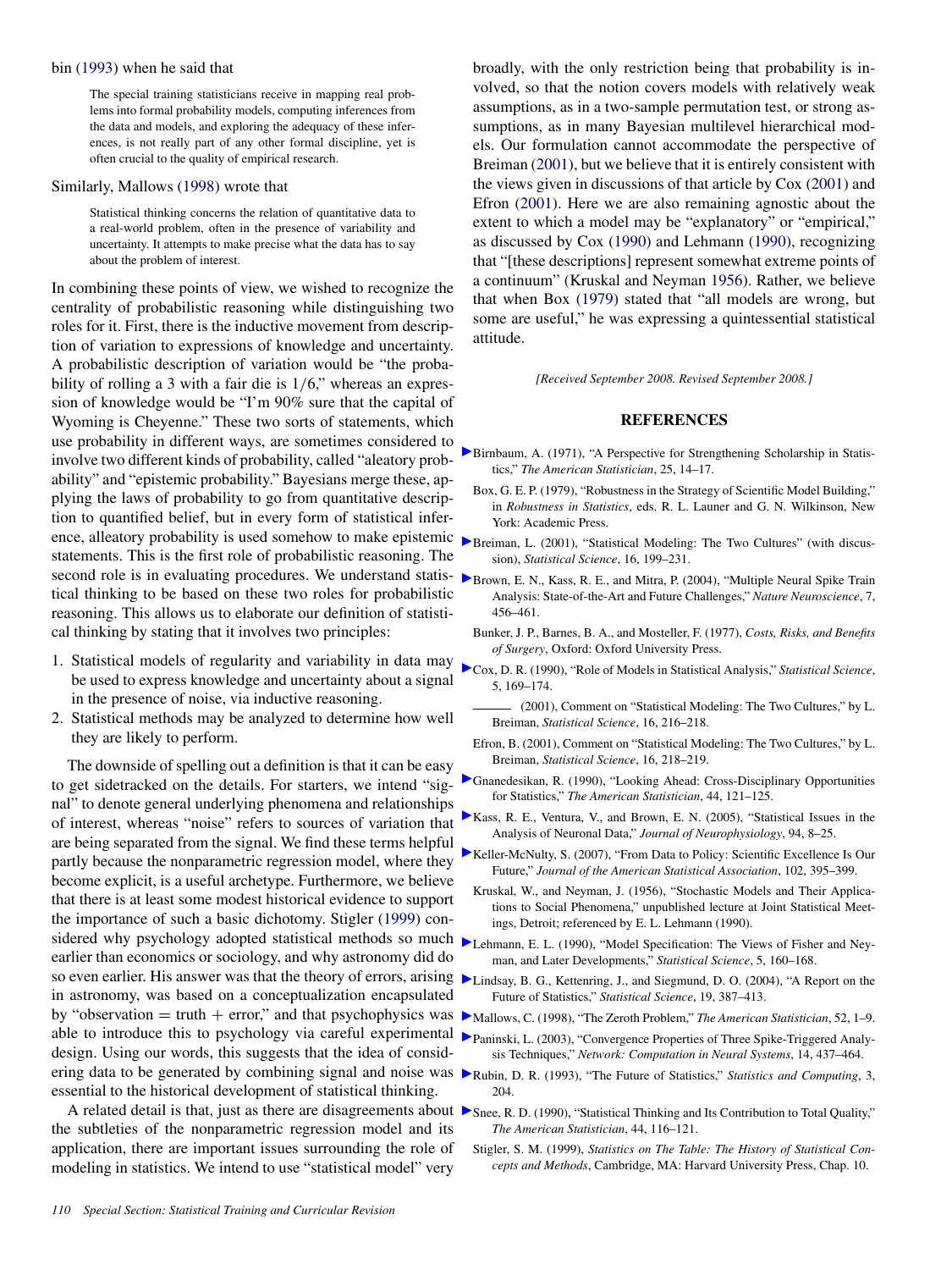bin (1993) when he said that

> The special training statisticians receive in mapping real problems into formal probability models, computing inferences from the data and models, and exploring the adequacy of these inferences, is not really part of any other formal discipline, yet is often crucial to the quality of empirical research.

Similarly, Mallows (1998) wrote that

> Statistical thinking concerns the relation of quantitative data to a real-world problem, often in the presence of variability and uncertainty. It attempts to make precise what the data has to say about the problem of interest.

In combining these points of view, we wished to recognize the centrality of probabilistic reasoning while distinguishing two roles for it. First, there is the inductive movement from description of variation to expressions of knowledge and uncertainty. A probabilistic description of variation would be "the probability of rolling a 3 with a fair die is $1/6$," whereas an expression of knowledge would be "I'm 90% sure that the capital of Wyoming is Cheyenne." These two sorts of statements, which use probability in different ways, are sometimes considered to involve two different kinds of probability, called "aleatory probability" and "epistemic probability." Bayesians merge these, applying the laws of probability to go from quantitative description to quantified belief, but in every form of statistical inference, alleatory probability is used somehow to make epistemic statements. This is the first role of probabilistic reasoning. The second role is in evaluating procedures. We understand statistical thinking to be based on these two roles for probabilistic reasoning. This allows us to elaborate our definition of statistical thinking by stating that it involves two principles:

1. Statistical models of regularity and variability in data may be used to express knowledge and uncertainty about a signal in the presence of noise, via inductive reasoning.
2. Statistical methods may be analyzed to determine how well they are likely to perform.

The downside of spelling out a definition is that it can be easy to get sidetracked on the details. For starters, we intend "signal" to denote general underlying phenomena and relationships of interest, whereas "noise" refers to sources of variation that are being separated from the signal. We find these terms helpful partly because the nonparametric regression model, where they become explicit, is a useful archetype. Furthermore, we believe that there is at least some modest historical evidence to support the importance of such a basic dichotomy. Stigler (1999) considered why psychology adopted statistical methods so much earlier than economics or sociology, and why astronomy did do so even earlier. His answer was that the theory of errors, arising in astronomy, was based on a conceptualization encapsulated by "observation = truth + error," and that psychophysics was able to introduce this to psychology via careful experimental design. Using our words, this suggests that the idea of considering data to be generated by combining signal and noise was essential to the historical development of statistical thinking.

A related detail is that, just as there are disagreements about the subtleties of the nonparametric regression model and its application, there are important issues surrounding the role of modeling in statistics. We intend to use "statistical model" very broadly, with the only restriction being that probability is involved, so that the notion covers models with relatively weak assumptions, as in a two-sample permutation test, or strong assumptions, as in many Bayesian multilevel hierarchical models. Our formulation cannot accommodate the perspective of Breiman (2001), but we believe that it is entirely consistent with the views given in discussions of that article by Cox (2001) and Efron (2001). Here we are also remaining agnostic about the extent to which a model may be "explanatory" or "empirical," as discussed by Cox (1990) and Lehmann (1990), recognizing that "[these descriptions] represent somewhat extreme points of a continuum" (Kruskal and Neyman 1956). Rather, we believe that when Box (1979) stated that "all models are wrong, but some are useful," he was expressing a quintessential statistical attitude.

*[Received September 2008. Revised September 2008.]*

## REFERENCES

Birnbaum, A. (1971), "A Perspective for Strengthening Scholarship in Statistics," *The American Statistician*, 25, 14–17.

Box, G. E. P. (1979), "Robustness in the Strategy of Scientific Model Building," in *Robustness in Statistics*, eds. R. L. Launer and G. N. Wilkinson, New York: Academic Press.

Breiman, L. (2001), "Statistical Modeling: The Two Cultures" (with discussion), *Statistical Science*, 16, 199–231.

Brown, E. N., Kass, R. E., and Mitra, P. (2004), "Multiple Neural Spike Train Analysis: State-of-the-Art and Future Challenges," *Nature Neuroscience*, 7, 456–461.

Bunker, J. P., Barnes, B. A., and Mosteller, F. (1977), *Costs, Risks, and Benefits of Surgery*, Oxford: Oxford University Press.

Cox, D. R. (1990), "Role of Models in Statistical Analysis," *Statistical Science*, 5, 169–174.

——— (2001), Comment on "Statistical Modeling: The Two Cultures," by L. Breiman, *Statistical Science*, 16, 216–218.

Efron, B. (2001), Comment on "Statistical Modeling: The Two Cultures," by L. Breiman, *Statistical Science*, 16, 218–219.

Gnanedesikan, R. (1990), "Looking Ahead: Cross-Disciplinary Opportunities for Statistics," *The American Statistician*, 44, 121–125.

Kass, R. E., Ventura, V., and Brown, E. N. (2005), "Statistical Issues in the Analysis of Neuronal Data," *Journal of Neurophysiology*, 94, 8–25.

Keller-McNulty, S. (2007), "From Data to Policy: Scientific Excellence Is Our Future," *Journal of the American Statistical Association*, 102, 395–399.

Kruskal, W., and Neyman, J. (1956), "Stochastic Models and Their Applications to Social Phenomena," unpublished lecture at Joint Statistical Meetings, Detroit; referenced by E. L. Lehmann (1990).

Lehmann, E. L. (1990), "Model Specification: The Views of Fisher and Neyman, and Later Developments," *Statistical Science*, 5, 160–168.

Lindsay, B. G., Kettenring, J., and Siegmund, D. O. (2004), "A Report on the Future of Statistics," *Statistical Science*, 19, 387–413.

Mallows, C. (1998), "The Zeroth Problem," *The American Statistician*, 52, 1–9.

Paninski, L. (2003), "Convergence Properties of Three Spike-Triggered Analysis Techniques," *Network: Computation in Neural Systems*, 14, 437–464.

Rubin, D. R. (1993), "The Future of Statistics," *Statistics and Computing*, 3, 204.

Snee, R. D. (1990), "Statistical Thinking and Its Contribution to Total Quality," *The American Statistician*, 44, 116–121.

Stigler, S. M. (1999), *Statistics on The Table: The History of Statistical Concepts and Methods*, Cambridge, MA: Harvard University Press, Chap. 10.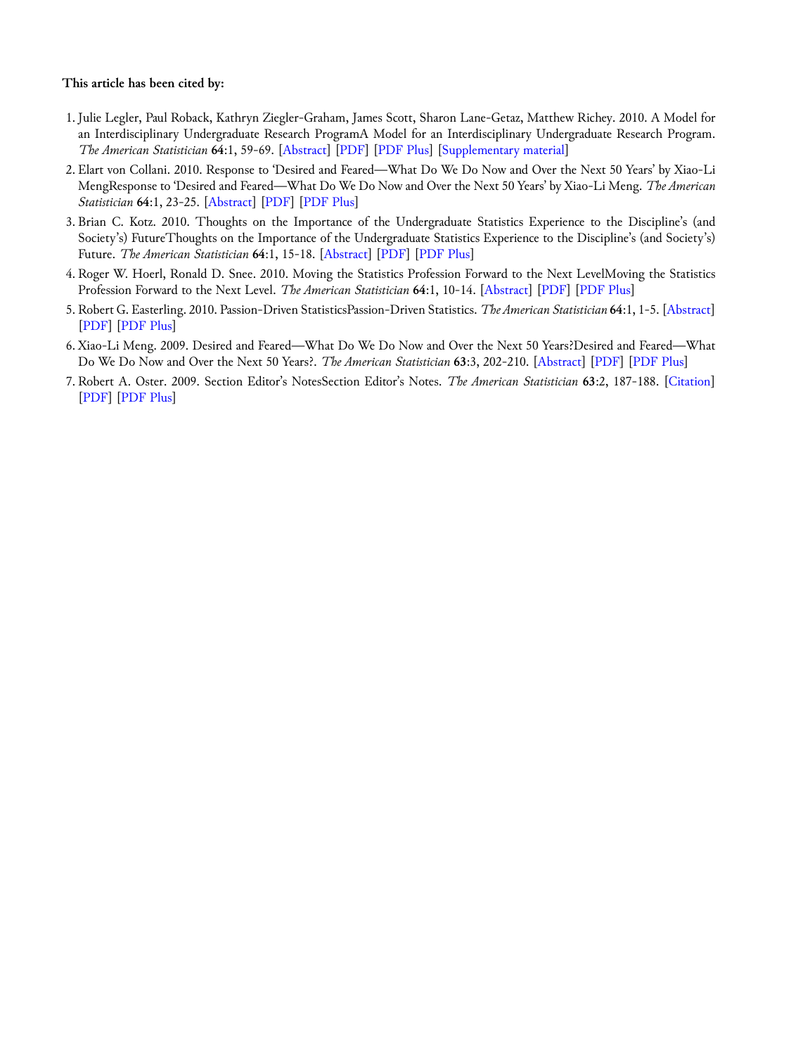**This article has been cited by:**

1. Julie Legler, Paul Roback, Kathryn Ziegler-Graham, James Scott, Sharon Lane-Getaz, Matthew Richey. 2010. A Model for an Interdisciplinary Undergraduate Research ProgramA Model for an Interdisciplinary Undergraduate Research Program. *The American Statistician* **64**:1, 59-69. [Abstract] [PDF] [PDF Plus] [Supplementary material]
2. Elart von Collani. 2010. Response to 'Desired and Feared—What Do We Do Now and Over the Next 50 Years' by Xiao-Li MengResponse to 'Desired and Feared—What Do We Do Now and Over the Next 50 Years' by Xiao-Li Meng. *The American Statistician* **64**:1, 23-25. [Abstract] [PDF] [PDF Plus]
3. Brian C. Kotz. 2010. Thoughts on the Importance of the Undergraduate Statistics Experience to the Discipline's (and Society's) FutureThoughts on the Importance of the Undergraduate Statistics Experience to the Discipline's (and Society's) Future. *The American Statistician* **64**:1, 15-18. [Abstract] [PDF] [PDF Plus]
4. Roger W. Hoerl, Ronald D. Snee. 2010. Moving the Statistics Profession Forward to the Next LevelMoving the Statistics Profession Forward to the Next Level. *The American Statistician* **64**:1, 10-14. [Abstract] [PDF] [PDF Plus]
5. Robert G. Easterling. 2010. Passion-Driven StatisticsPassion-Driven Statistics. *The American Statistician* **64**:1, 1-5. [Abstract] [PDF] [PDF Plus]
6. Xiao-Li Meng. 2009. Desired and Feared—What Do We Do Now and Over the Next 50 Years?Desired and Feared—What Do We Do Now and Over the Next 50 Years?. *The American Statistician* **63**:3, 202-210. [Abstract] [PDF] [PDF Plus]
7. Robert A. Oster. 2009. Section Editor's NotesSection Editor's Notes. *The American Statistician* **63**:2, 187-188. [Citation] [PDF] [PDF Plus]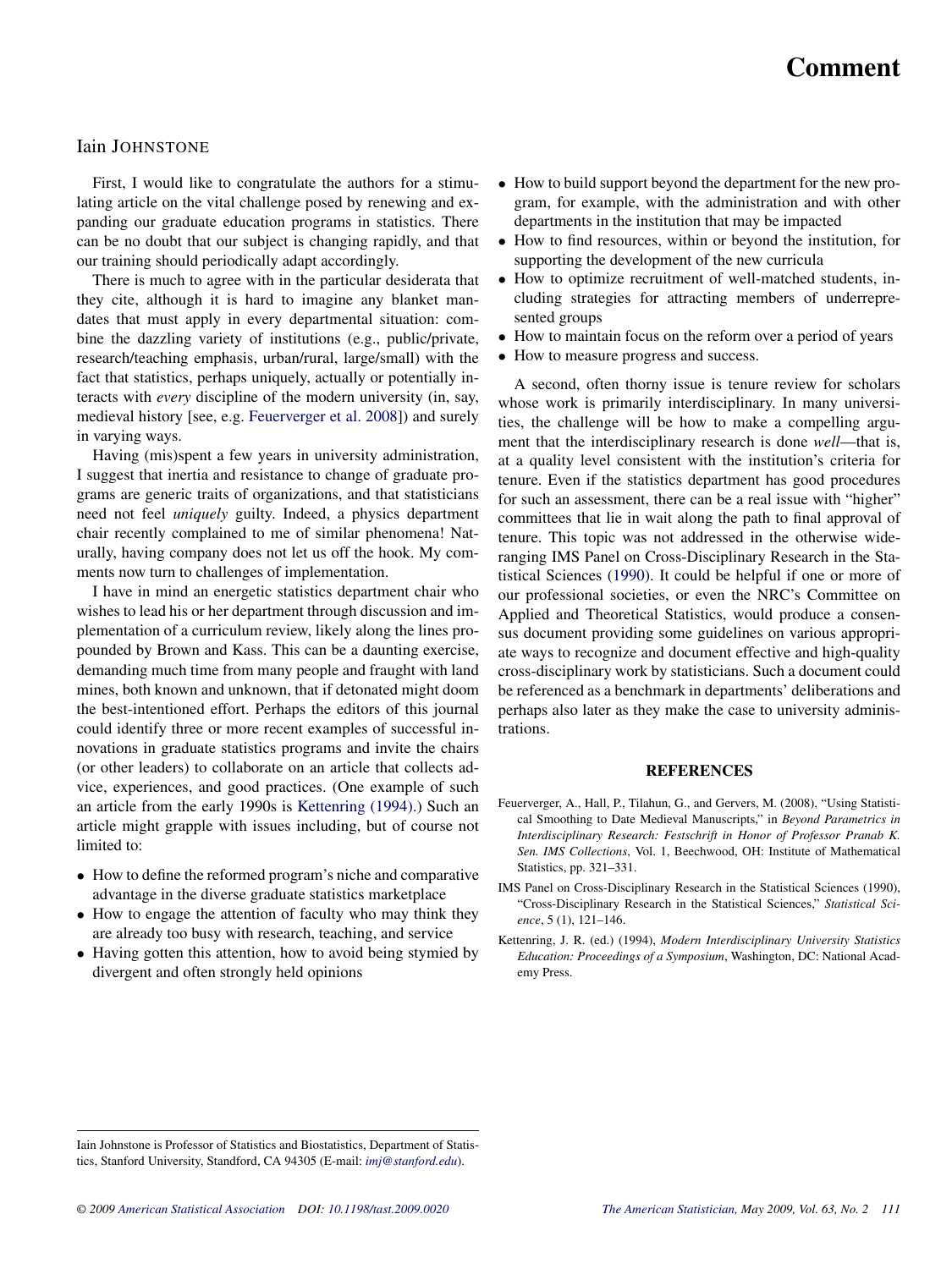# Comment

Iain JOHNSTONE

First, I would like to congratulate the authors for a stimulating article on the vital challenge posed by renewing and expanding our graduate education programs in statistics. There can be no doubt that our subject is changing rapidly, and that our training should periodically adapt accordingly.

There is much to agree with in the particular desiderata that they cite, although it is hard to imagine any blanket mandates that must apply in every departmental situation: combine the dazzling variety of institutions (e.g., public/private, research/teaching emphasis, urban/rural, large/small) with the fact that statistics, perhaps uniquely, actually or potentially interacts with *every* discipline of the modern university (in, say, medieval history [see, e.g. Feuerverger et al. 2008]) and surely in varying ways.

Having (mis)spent a few years in university administration, I suggest that inertia and resistance to change of graduate programs are generic traits of organizations, and that statisticians need not feel *uniquely* guilty. Indeed, a physics department chair recently complained to me of similar phenomena! Naturally, having company does not let us off the hook. My comments now turn to challenges of implementation.

I have in mind an energetic statistics department chair who wishes to lead his or her department through discussion and implementation of a curriculum review, likely along the lines propounded by Brown and Kass. This can be a daunting exercise, demanding much time from many people and fraught with land mines, both known and unknown, that if detonated might doom the best-intentioned effort. Perhaps the editors of this journal could identify three or more recent examples of successful innovations in graduate statistics programs and invite the chairs (or other leaders) to collaborate on an article that collects advice, experiences, and good practices. (One example of such an article from the early 1990s is Kettenring (1994).) Such an article might grapple with issues including, but of course not limited to:

- How to define the reformed program's niche and comparative advantage in the diverse graduate statistics marketplace
- How to engage the attention of faculty who may think they are already too busy with research, teaching, and service
- Having gotten this attention, how to avoid being stymied by divergent and often strongly held opinions
- How to build support beyond the department for the new program, for example, with the administration and with other departments in the institution that may be impacted
- How to find resources, within or beyond the institution, for supporting the development of the new curricula
- How to optimize recruitment of well-matched students, including strategies for attracting members of underrepresented groups
- How to maintain focus on the reform over a period of years
- How to measure progress and success.

A second, often thorny issue is tenure review for scholars whose work is primarily interdisciplinary. In many universities, the challenge will be how to make a compelling argument that the interdisciplinary research is done *well*—that is, at a quality level consistent with the institution's criteria for tenure. Even if the statistics department has good procedures for such an assessment, there can be a real issue with "higher" committees that lie in wait along the path to final approval of tenure. This topic was not addressed in the otherwise wide-ranging IMS Panel on Cross-Disciplinary Research in the Statistical Sciences (1990). It could be helpful if one or more of our professional societies, or even the NRC's Committee on Applied and Theoretical Statistics, would produce a consensus document providing some guidelines on various appropriate ways to recognize and document effective and high-quality cross-disciplinary work by statisticians. Such a document could be referenced as a benchmark in departments' deliberations and perhaps also later as they make the case to university administrations.

## REFERENCES

Feuerverger, A., Hall, P., Tilahun, G., and Gervers, M. (2008), "Using Statistical Smoothing to Date Medieval Manuscripts," in *Beyond Parametrics in Interdisciplinary Research: Festschrift in Honor of Professor Pranab K. Sen. IMS Collections*, Vol. 1, Beechwood, OH: Institute of Mathematical Statistics, pp. 321–331.

IMS Panel on Cross-Disciplinary Research in the Statistical Sciences (1990), "Cross-Disciplinary Research in the Statistical Sciences," *Statistical Science*, 5 (1), 121–146.

Kettenring, J. R. (ed.) (1994), *Modern Interdisciplinary University Statistics Education: Proceedings of a Symposium*, Washington, DC: National Academy Press.

Iain Johnstone is Professor of Statistics and Biostatistics, Department of Statistics, Stanford University, Standford, CA 94305 (E-mail: *imj@stanford.edu*).

© 2009 American Statistical Association DOI: 10.1198/tast.2009.0020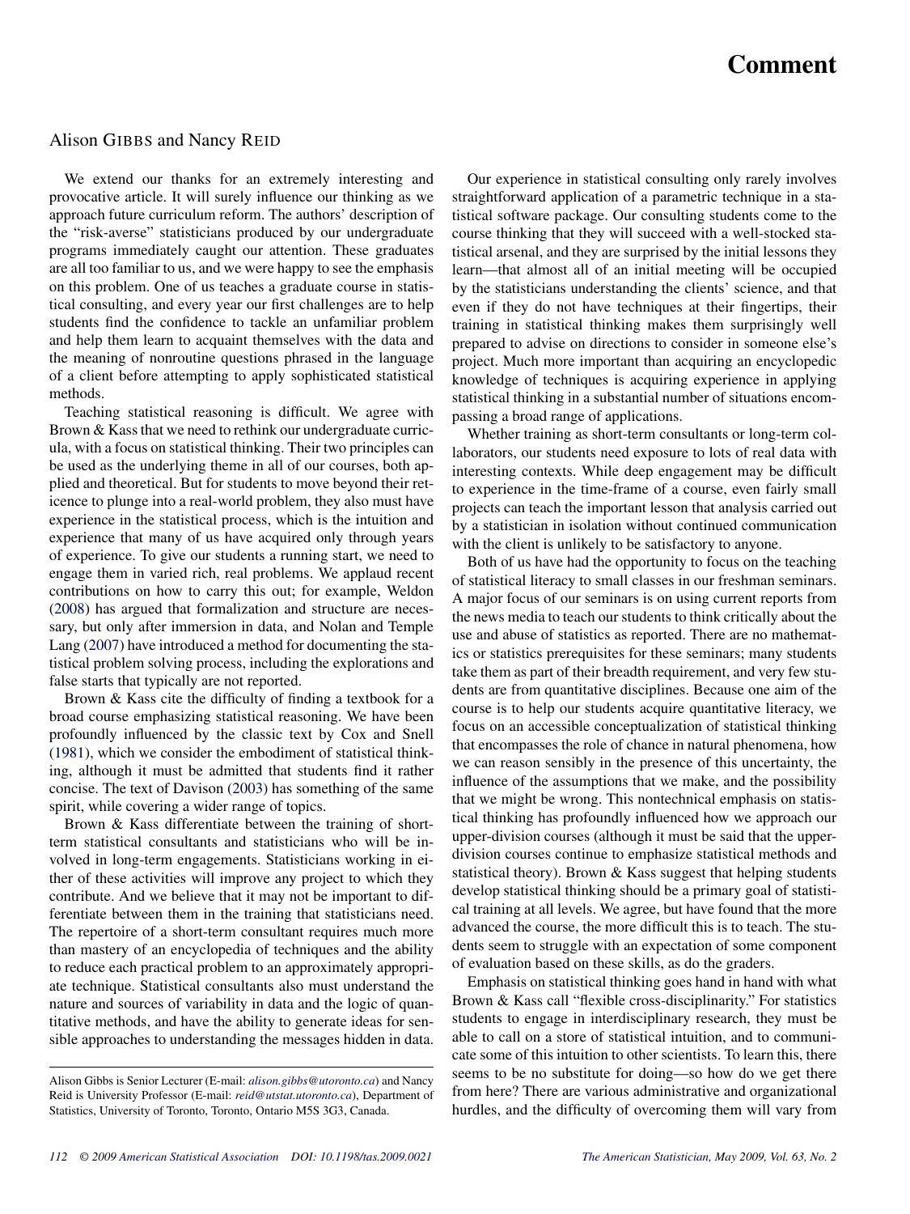# Comment

Alison GIBBS and Nancy REID

We extend our thanks for an extremely interesting and provocative article. It will surely influence our thinking as we approach future curriculum reform. The authors' description of the "risk-averse" statisticians produced by our undergraduate programs immediately caught our attention. These graduates are all too familiar to us, and we were happy to see the emphasis on this problem. One of us teaches a graduate course in statistical consulting, and every year our first challenges are to help students find the confidence to tackle an unfamiliar problem and help them learn to acquaint themselves with the data and the meaning of nonroutine questions phrased in the language of a client before attempting to apply sophisticated statistical methods.

Teaching statistical reasoning is difficult. We agree with Brown & Kass that we need to rethink our undergraduate curricula, with a focus on statistical thinking. Their two principles can be used as the underlying theme in all of our courses, both applied and theoretical. But for students to move beyond their reticence to plunge into a real-world problem, they also must have experience in the statistical process, which is the intuition and experience that many of us have acquired only through years of experience. To give our students a running start, we need to engage them in varied rich, real problems. We applaud recent contributions on how to carry this out; for example, Weldon (2008) has argued that formalization and structure are necessary, but only after immersion in data, and Nolan and Temple Lang (2007) have introduced a method for documenting the statistical problem solving process, including the explorations and false starts that typically are not reported.

Brown & Kass cite the difficulty of finding a textbook for a broad course emphasizing statistical reasoning. We have been profoundly influenced by the classic text by Cox and Snell (1981), which we consider the embodiment of statistical thinking, although it must be admitted that students find it rather concise. The text of Davison (2003) has something of the same spirit, while covering a wider range of topics.

Brown & Kass differentiate between the training of short-term statistical consultants and statisticians who will be involved in long-term engagements. Statisticians working in either of these activities will improve any project to which they contribute. And we believe that it may not be important to differentiate between them in the training that statisticians need. The repertoire of a short-term consultant requires much more than mastery of an encyclopedia of techniques and the ability to reduce each practical problem to an approximately appropriate technique. Statistical consultants also must understand the nature and sources of variability in data and the logic of quantitative methods, and have the ability to generate ideas for sensible approaches to understanding the messages hidden in data.

Our experience in statistical consulting only rarely involves straightforward application of a parametric technique in a statistical software package. Our consulting students come to the course thinking that they will succeed with a well-stocked statistical arsenal, and they are surprised by the initial lessons they learn—that almost all of an initial meeting will be occupied by the statisticians understanding the clients' science, and that even if they do not have techniques at their fingertips, their training in statistical thinking makes them surprisingly well prepared to advise on directions to consider in someone else's project. Much more important than acquiring an encyclopedic knowledge of techniques is acquiring experience in applying statistical thinking in a substantial number of situations encompassing a broad range of applications.

Whether training as short-term consultants or long-term collaborators, our students need exposure to lots of real data with interesting contexts. While deep engagement may be difficult to experience in the time-frame of a course, even fairly small projects can teach the important lesson that analysis carried out by a statistician in isolation without continued communication with the client is unlikely to be satisfactory to anyone.

Both of us have had the opportunity to focus on the teaching of statistical literacy to small classes in our freshman seminars. A major focus of our seminars is on using current reports from the news media to teach our students to think critically about the use and abuse of statistics as reported. There are no mathematics or statistics prerequisites for these seminars; many students take them as part of their breadth requirement, and very few students are from quantitative disciplines. Because one aim of the course is to help our students acquire quantitative literacy, we focus on an accessible conceptualization of statistical thinking that encompasses the role of chance in natural phenomena, how we can reason sensibly in the presence of this uncertainty, the influence of the assumptions that we make, and the possibility that we might be wrong. This nontechnical emphasis on statistical thinking has profoundly influenced how we approach our upper-division courses (although it must be said that the upper-division courses continue to emphasize statistical methods and statistical theory). Brown & Kass suggest that helping students develop statistical thinking should be a primary goal of statistical training at all levels. We agree, but have found that the more advanced the course, the more difficult this is to teach. The students seem to struggle with an expectation of some component of evaluation based on these skills, as do the graders.

Emphasis on statistical thinking goes hand in hand with what Brown & Kass call "flexible cross-disciplinarity." For statistics students to engage in interdisciplinary research, they must be able to call on a store of statistical intuition, and to communicate some of this intuition to other scientists. To learn this, there seems to be no substitute for doing—so how do we get there from here? There are various administrative and organizational hurdles, and the difficulty of overcoming them will vary from

Alison Gibbs is Senior Lecturer (E-mail: *alison.gibbs@utoronto.ca*) and Nancy Reid is University Professor (E-mail: *reid@utstat.utoronto.ca*), Department of Statistics, University of Toronto, Toronto, Ontario M5S 3G3, Canada.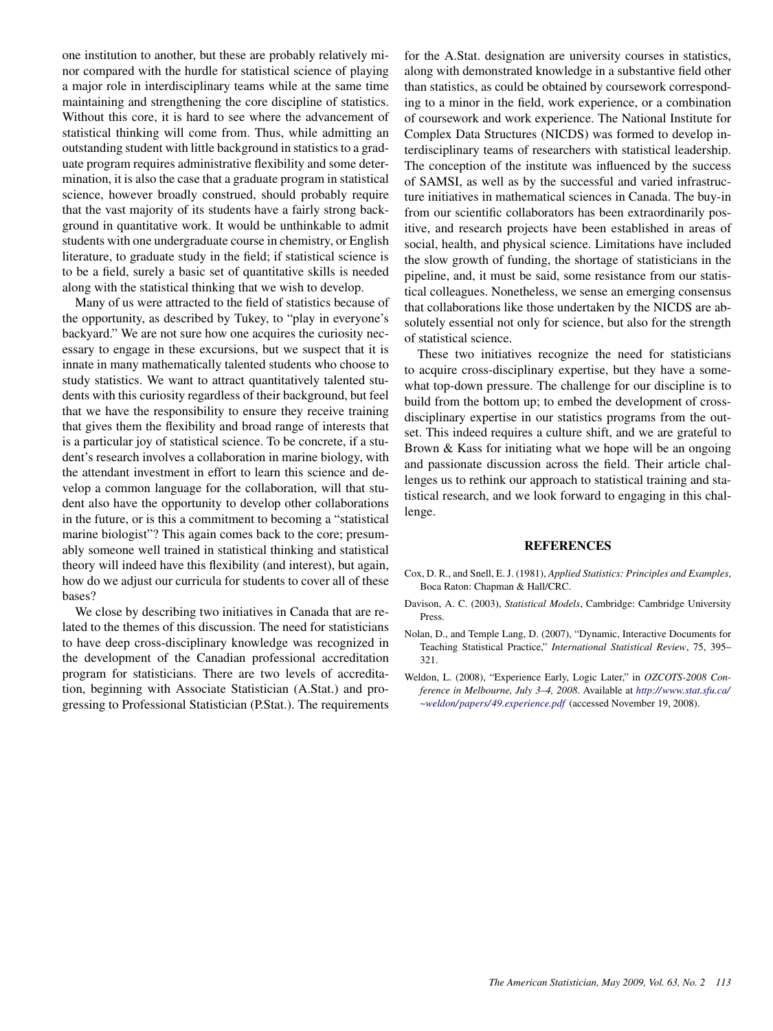one institution to another, but these are probably relatively minor compared with the hurdle for statistical science of playing a major role in interdisciplinary teams while at the same time maintaining and strengthening the core discipline of statistics. Without this core, it is hard to see where the advancement of statistical thinking will come from. Thus, while admitting an outstanding student with little background in statistics to a graduate program requires administrative flexibility and some determination, it is also the case that a graduate program in statistical science, however broadly construed, should probably require that the vast majority of its students have a fairly strong background in quantitative work. It would be unthinkable to admit students with one undergraduate course in chemistry, or English literature, to graduate study in the field; if statistical science is to be a field, surely a basic set of quantitative skills is needed along with the statistical thinking that we wish to develop.

Many of us were attracted to the field of statistics because of the opportunity, as described by Tukey, to "play in everyone's backyard." We are not sure how one acquires the curiosity necessary to engage in these excursions, but we suspect that it is innate in many mathematically talented students who choose to study statistics. We want to attract quantitatively talented students with this curiosity regardless of their background, but feel that we have the responsibility to ensure they receive training that gives them the flexibility and broad range of interests that is a particular joy of statistical science. To be concrete, if a student's research involves a collaboration in marine biology, with the attendant investment in effort to learn this science and develop a common language for the collaboration, will that student also have the opportunity to develop other collaborations in the future, or is this a commitment to becoming a "statistical marine biologist"? This again comes back to the core; presumably someone well trained in statistical thinking and statistical theory will indeed have this flexibility (and interest), but again, how do we adjust our curricula for students to cover all of these bases?

We close by describing two initiatives in Canada that are related to the themes of this discussion. The need for statisticians to have deep cross-disciplinary knowledge was recognized in the development of the Canadian professional accreditation program for statisticians. There are two levels of accreditation, beginning with Associate Statistician (A.Stat.) and progressing to Professional Statistician (P.Stat.). The requirements for the A.Stat. designation are university courses in statistics, along with demonstrated knowledge in a substantive field other than statistics, as could be obtained by coursework corresponding to a minor in the field, work experience, or a combination of coursework and work experience. The National Institute for Complex Data Structures (NICDS) was formed to develop interdisciplinary teams of researchers with statistical leadership. The conception of the institute was influenced by the success of SAMSI, as well as by the successful and varied infrastructure initiatives in mathematical sciences in Canada. The buy-in from our scientific collaborators has been extraordinarily positive, and research projects have been established in areas of social, health, and physical science. Limitations have included the slow growth of funding, the shortage of statisticians in the pipeline, and, it must be said, some resistance from our statistical colleagues. Nonetheless, we sense an emerging consensus that collaborations like those undertaken by the NICDS are absolutely essential not only for science, but also for the strength of statistical science.

These two initiatives recognize the need for statisticians to acquire cross-disciplinary expertise, but they have a somewhat top-down pressure. The challenge for our discipline is to build from the bottom up; to embed the development of cross-disciplinary expertise in our statistics programs from the outset. This indeed requires a culture shift, and we are grateful to Brown & Kass for initiating what we hope will be an ongoing and passionate discussion across the field. Their article challenges us to rethink our approach to statistical training and statistical research, and we look forward to engaging in this challenge.

## REFERENCES

Cox, D. R., and Snell, E. J. (1981), *Applied Statistics: Principles and Examples*, Boca Raton: Chapman & Hall/CRC.

Davison, A. C. (2003), *Statistical Models*, Cambridge: Cambridge University Press.

Nolan, D., and Temple Lang, D. (2007), "Dynamic, Interactive Documents for Teaching Statistical Practice," *International Statistical Review*, 75, 395–321.

Weldon, L. (2008), "Experience Early, Logic Later," in *OZCOTS-2008 Conference in Melbourne, July 3–4, 2008*. Available at *http://www.stat.sfu.ca/~weldon/papers/49.experience.pdf* (accessed November 19, 2008).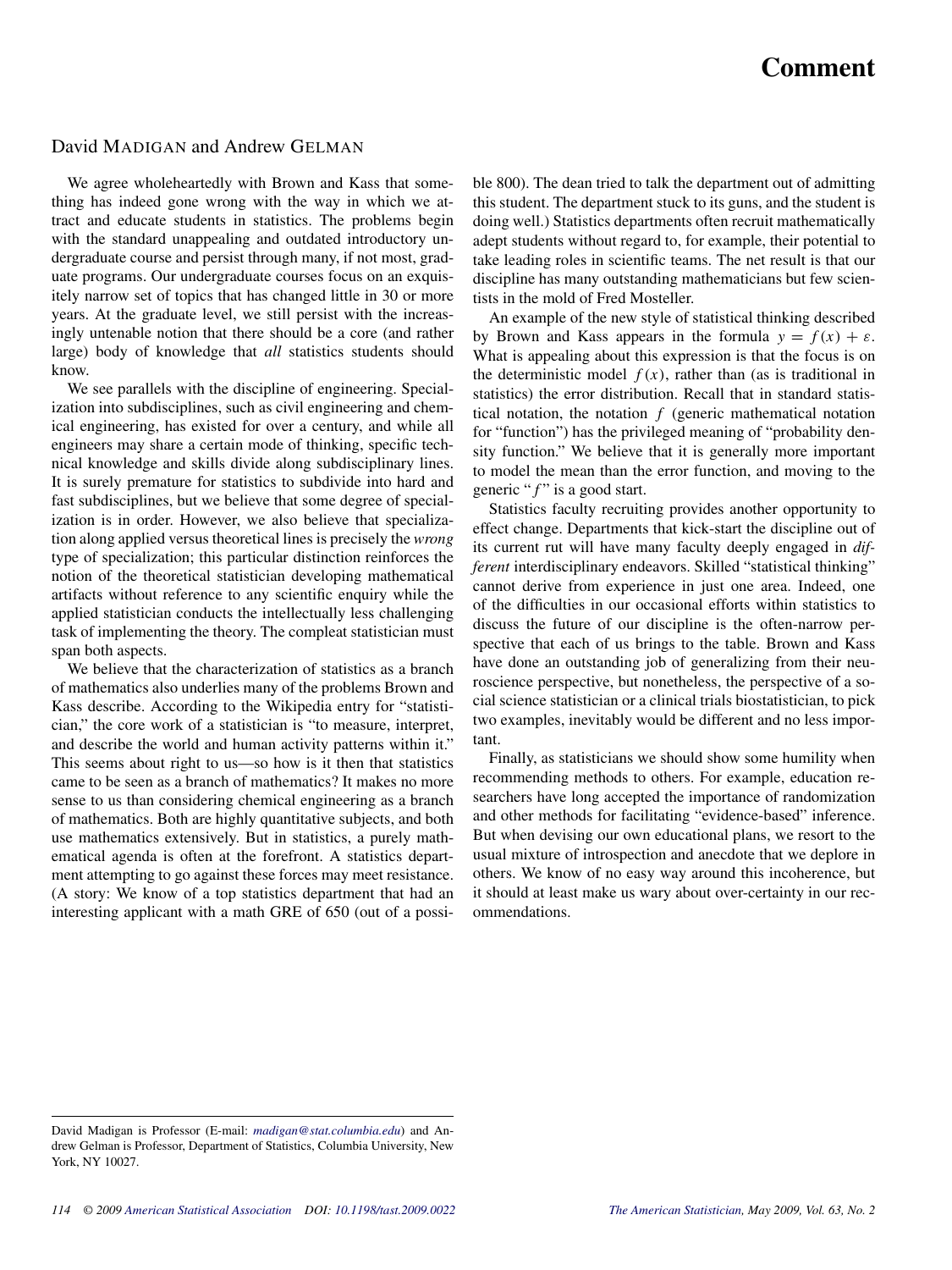# Comment

David MADIGAN and Andrew GELMAN

We agree wholeheartedly with Brown and Kass that something has indeed gone wrong with the way in which we attract and educate students in statistics. The problems begin with the standard unappealing and outdated introductory undergraduate course and persist through many, if not most, graduate programs. Our undergraduate courses focus on an exquisitely narrow set of topics that has changed little in 30 or more years. At the graduate level, we still persist with the increasingly untenable notion that there should be a core (and rather large) body of knowledge that *all* statistics students should know.

We see parallels with the discipline of engineering. Specialization into subdisciplines, such as civil engineering and chemical engineering, has existed for over a century, and while all engineers may share a certain mode of thinking, specific technical knowledge and skills divide along subdisciplinary lines. It is surely premature for statistics to subdivide into hard and fast subdisciplines, but we believe that some degree of specialization is in order. However, we also believe that specialization along applied versus theoretical lines is precisely the *wrong* type of specialization; this particular distinction reinforces the notion of the theoretical statistician developing mathematical artifacts without reference to any scientific enquiry while the applied statistician conducts the intellectually less challenging task of implementing the theory. The compleat statistician must span both aspects.

We believe that the characterization of statistics as a branch of mathematics also underlies many of the problems Brown and Kass describe. According to the Wikipedia entry for "statistician," the core work of a statistician is "to measure, interpret, and describe the world and human activity patterns within it." This seems about right to us—so how is it then that statistics came to be seen as a branch of mathematics? It makes no more sense to us than considering chemical engineering as a branch of mathematics. Both are highly quantitative subjects, and both use mathematics extensively. But in statistics, a purely mathematical agenda is often at the forefront. A statistics department attempting to go against these forces may meet resistance. (A story: We know of a top statistics department that had an interesting applicant with a math GRE of 650 (out of a possible 800). The dean tried to talk the department out of admitting this student. The department stuck to its guns, and the student is doing well.) Statistics departments often recruit mathematically adept students without regard to, for example, their potential to take leading roles in scientific teams. The net result is that our discipline has many outstanding mathematicians but few scientists in the mold of Fred Mosteller.

An example of the new style of statistical thinking described by Brown and Kass appears in the formula $y = f(x) + \varepsilon$. What is appealing about this expression is that the focus is on the deterministic model $f(x)$, rather than (as is traditional in statistics) the error distribution. Recall that in standard statistical notation, the notation $f$ (generic mathematical notation for "function") has the privileged meaning of "probability density function." We believe that it is generally more important to model the mean than the error function, and moving to the generic "$f$" is a good start.

Statistics faculty recruiting provides another opportunity to effect change. Departments that kick-start the discipline out of its current rut will have many faculty deeply engaged in *different* interdisciplinary endeavors. Skilled "statistical thinking" cannot derive from experience in just one area. Indeed, one of the difficulties in our occasional efforts within statistics to discuss the future of our discipline is the often-narrow perspective that each of us brings to the table. Brown and Kass have done an outstanding job of generalizing from their neuroscience perspective, but nonetheless, the perspective of a social science statistician or a clinical trials biostatistician, to pick two examples, inevitably would be different and no less important.

Finally, as statisticians we should show some humility when recommending methods to others. For example, education researchers have long accepted the importance of randomization and other methods for facilitating "evidence-based" inference. But when devising our own educational plans, we resort to the usual mixture of introspection and anecdote that we deplore in others. We know of no easy way around this incoherence, but it should at least make us wary about over-certainty in our recommendations.

---

David Madigan is Professor (E-mail: madigan@stat.columbia.edu) and Andrew Gelman is Professor, Department of Statistics, Columbia University, New York, NY 10027.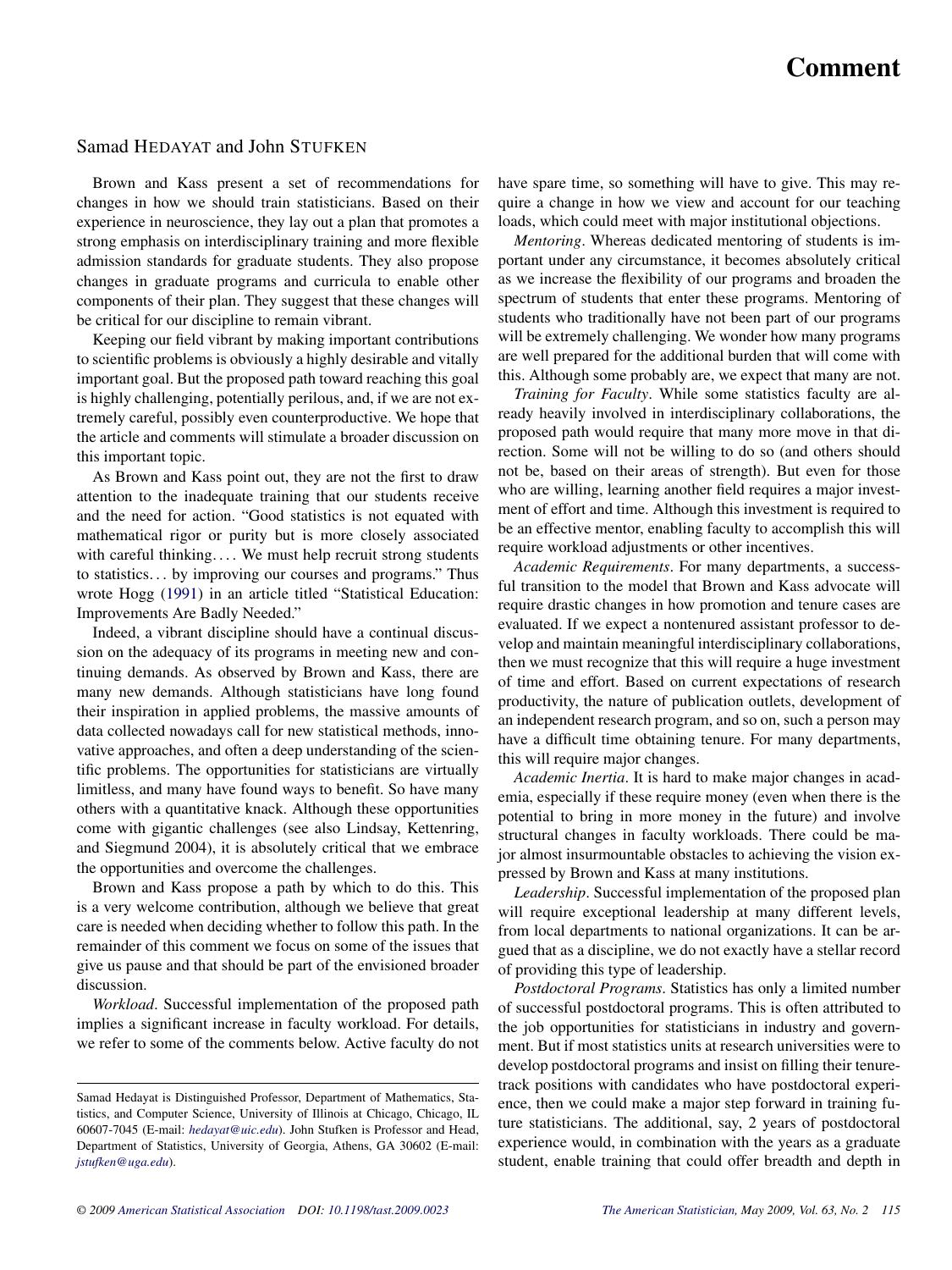# Comment

Samad HEDAYAT and John STUFKEN

Brown and Kass present a set of recommendations for changes in how we should train statisticians. Based on their experience in neuroscience, they lay out a plan that promotes a strong emphasis on interdisciplinary training and more flexible admission standards for graduate students. They also propose changes in graduate programs and curricula to enable other components of their plan. They suggest that these changes will be critical for our discipline to remain vibrant.

Keeping our field vibrant by making important contributions to scientific problems is obviously a highly desirable and vitally important goal. But the proposed path toward reaching this goal is highly challenging, potentially perilous, and, if we are not extremely careful, possibly even counterproductive. We hope that the article and comments will stimulate a broader discussion on this important topic.

As Brown and Kass point out, they are not the first to draw attention to the inadequate training that our students receive and the need for action. "Good statistics is not equated with mathematical rigor or purity but is more closely associated with careful thinking.... We must help recruit strong students to statistics... by improving our courses and programs." Thus wrote Hogg (1991) in an article titled "Statistical Education: Improvements Are Badly Needed."

Indeed, a vibrant discipline should have a continual discussion on the adequacy of its programs in meeting new and continuing demands. As observed by Brown and Kass, there are many new demands. Although statisticians have long found their inspiration in applied problems, the massive amounts of data collected nowadays call for new statistical methods, innovative approaches, and often a deep understanding of the scientific problems. The opportunities for statisticians are virtually limitless, and many have found ways to benefit. So have many others with a quantitative knack. Although these opportunities come with gigantic challenges (see also Lindsay, Kettenring, and Siegmund 2004), it is absolutely critical that we embrace the opportunities and overcome the challenges.

Brown and Kass propose a path by which to do this. This is a very welcome contribution, although we believe that great care is needed when deciding whether to follow this path. In the remainder of this comment we focus on some of the issues that give us pause and that should be part of the envisioned broader discussion.

*Workload*. Successful implementation of the proposed path implies a significant increase in faculty workload. For details, we refer to some of the comments below. Active faculty do not have spare time, so something will have to give. This may require a change in how we view and account for our teaching loads, which could meet with major institutional objections.

*Mentoring*. Whereas dedicated mentoring of students is important under any circumstance, it becomes absolutely critical as we increase the flexibility of our programs and broaden the spectrum of students that enter these programs. Mentoring of students who traditionally have not been part of our programs will be extremely challenging. We wonder how many programs are well prepared for the additional burden that will come with this. Although some probably are, we expect that many are not.

*Training for Faculty*. While some statistics faculty are already heavily involved in interdisciplinary collaborations, the proposed path would require that many more move in that direction. Some will not be willing to do so (and others should not be, based on their areas of strength). But even for those who are willing, learning another field requires a major investment of effort and time. Although this investment is required to be an effective mentor, enabling faculty to accomplish this will require workload adjustments or other incentives.

*Academic Requirements*. For many departments, a successful transition to the model that Brown and Kass advocate will require drastic changes in how promotion and tenure cases are evaluated. If we expect a nontenured assistant professor to develop and maintain meaningful interdisciplinary collaborations, then we must recognize that this will require a huge investment of time and effort. Based on current expectations of research productivity, the nature of publication outlets, development of an independent research program, and so on, such a person may have a difficult time obtaining tenure. For many departments, this will require major changes.

*Academic Inertia*. It is hard to make major changes in academia, especially if these require money (even when there is the potential to bring in more money in the future) and involve structural changes in faculty workloads. There could be major almost insurmountable obstacles to achieving the vision expressed by Brown and Kass at many institutions.

*Leadership*. Successful implementation of the proposed plan will require exceptional leadership at many different levels, from local departments to national organizations. It can be argued that as a discipline, we do not exactly have a stellar record of providing this type of leadership.

*Postdoctoral Programs*. Statistics has only a limited number of successful postdoctoral programs. This is often attributed to the job opportunities for statisticians in industry and government. But if most statistics units at research universities were to develop postdoctoral programs and insist on filling their tenure-track positions with candidates who have postdoctoral experience, then we could make a major step forward in training future statisticians. The additional, say, 2 years of postdoctoral experience would, in combination with the years as a graduate student, enable training that could offer breadth and depth in

---

Samad Hedayat is Distinguished Professor, Department of Mathematics, Statistics, and Computer Science, University of Illinois at Chicago, Chicago, IL 60607-7045 (E-mail: *hedayat@uic.edu*). John Stufken is Professor and Head, Department of Statistics, University of Georgia, Athens, GA 30602 (E-mail: *jstufken@uga.edu*).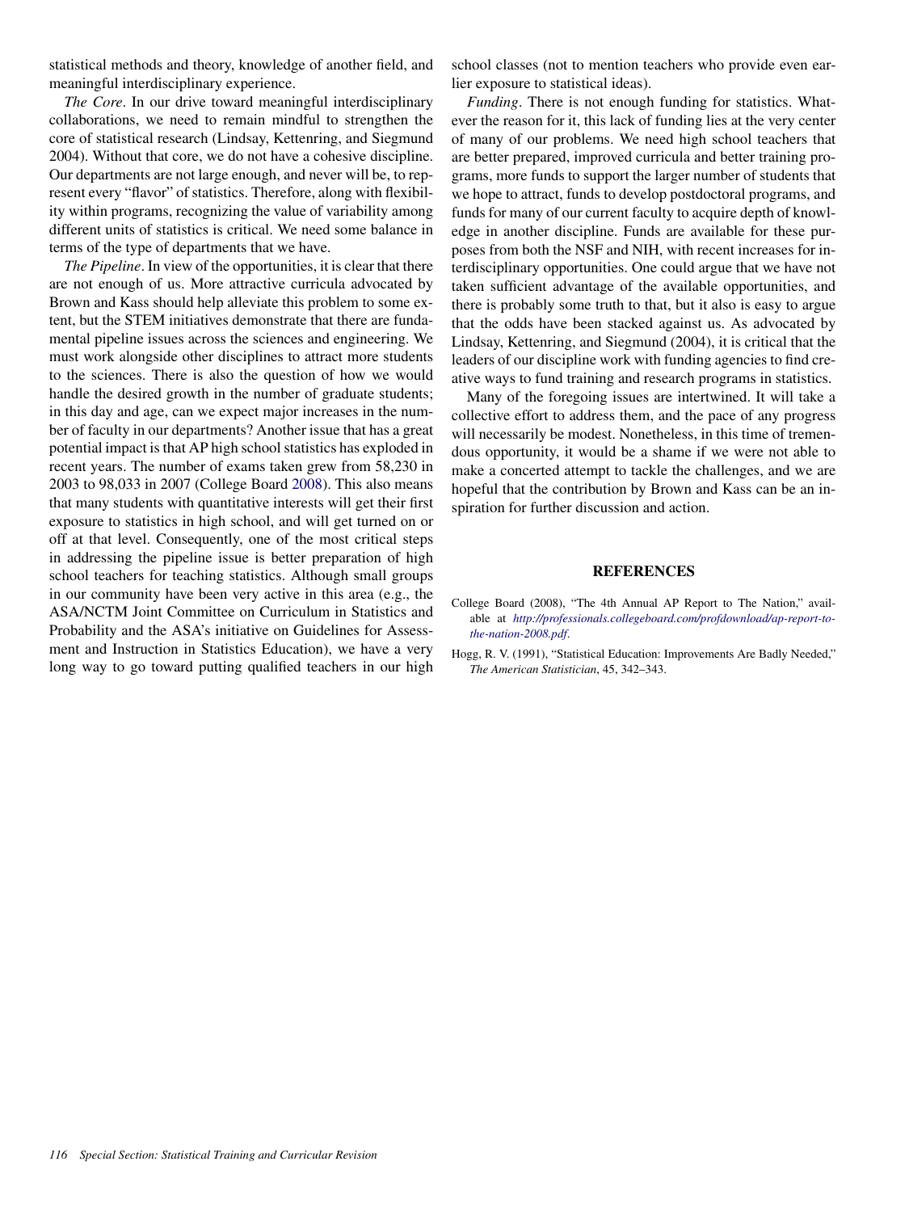statistical methods and theory, knowledge of another field, and meaningful interdisciplinary experience.

*The Core*. In our drive toward meaningful interdisciplinary collaborations, we need to remain mindful to strengthen the core of statistical research (Lindsay, Kettenring, and Siegmund 2004). Without that core, we do not have a cohesive discipline. Our departments are not large enough, and never will be, to represent every "flavor" of statistics. Therefore, along with flexibility within programs, recognizing the value of variability among different units of statistics is critical. We need some balance in terms of the type of departments that we have.

*The Pipeline*. In view of the opportunities, it is clear that there are not enough of us. More attractive curricula advocated by Brown and Kass should help alleviate this problem to some extent, but the STEM initiatives demonstrate that there are fundamental pipeline issues across the sciences and engineering. We must work alongside other disciplines to attract more students to the sciences. There is also the question of how we would handle the desired growth in the number of graduate students; in this day and age, can we expect major increases in the number of faculty in our departments? Another issue that has a great potential impact is that AP high school statistics has exploded in recent years. The number of exams taken grew from 58,230 in 2003 to 98,033 in 2007 (College Board 2008). This also means that many students with quantitative interests will get their first exposure to statistics in high school, and will get turned on or off at that level. Consequently, one of the most critical steps in addressing the pipeline issue is better preparation of high school teachers for teaching statistics. Although small groups in our community have been very active in this area (e.g., the ASA/NCTM Joint Committee on Curriculum in Statistics and Probability and the ASA's initiative on Guidelines for Assessment and Instruction in Statistics Education), we have a very long way to go toward putting qualified teachers in our high school classes (not to mention teachers who provide even earlier exposure to statistical ideas).

*Funding*. There is not enough funding for statistics. Whatever the reason for it, this lack of funding lies at the very center of many of our problems. We need high school teachers that are better prepared, improved curricula and better training programs, more funds to support the larger number of students that we hope to attract, funds to develop postdoctoral programs, and funds for many of our current faculty to acquire depth of knowledge in another discipline. Funds are available for these purposes from both the NSF and NIH, with recent increases for interdisciplinary opportunities. One could argue that we have not taken sufficient advantage of the available opportunities, and there is probably some truth to that, but it also is easy to argue that the odds have been stacked against us. As advocated by Lindsay, Kettenring, and Siegmund (2004), it is critical that the leaders of our discipline work with funding agencies to find creative ways to fund training and research programs in statistics.

Many of the foregoing issues are intertwined. It will take a collective effort to address them, and the pace of any progress will necessarily be modest. Nonetheless, in this time of tremendous opportunity, it would be a shame if we were not able to make a concerted attempt to tackle the challenges, and we are hopeful that the contribution by Brown and Kass can be an inspiration for further discussion and action.

## REFERENCES

College Board (2008), "The 4th Annual AP Report to The Nation," available at *http://professionals.collegeboard.com/profdownload/ap-report-to-the-nation-2008.pdf*.

Hogg, R. V. (1991), "Statistical Education: Improvements Are Badly Needed," *The American Statistician*, 45, 342–343.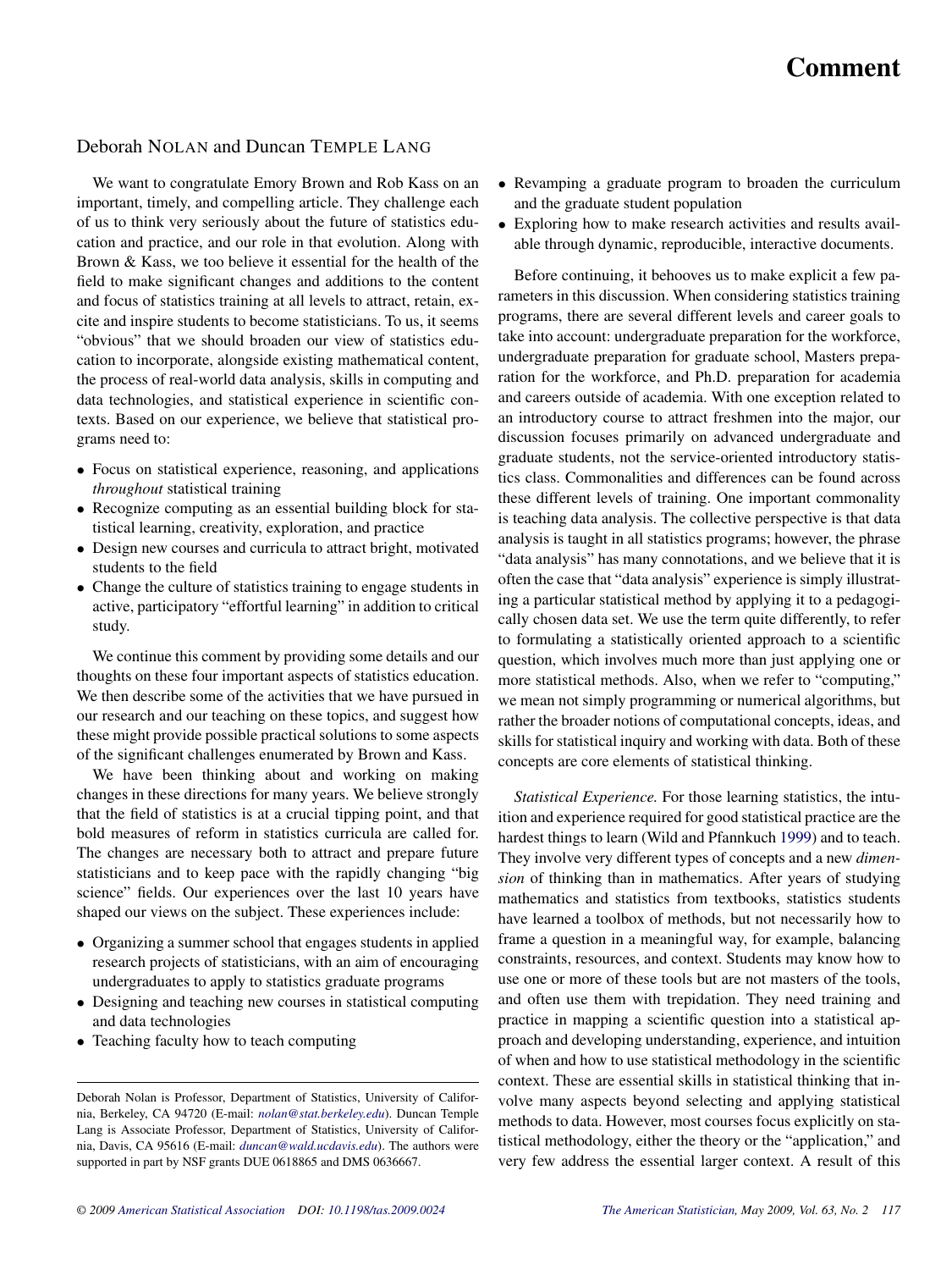# Comment

Deborah NOLAN and Duncan TEMPLE LANG

We want to congratulate Emory Brown and Rob Kass on an important, timely, and compelling article. They challenge each of us to think very seriously about the future of statistics education and practice, and our role in that evolution. Along with Brown & Kass, we too believe it essential for the health of the field to make significant changes and additions to the content and focus of statistics training at all levels to attract, retain, excite and inspire students to become statisticians. To us, it seems "obvious" that we should broaden our view of statistics education to incorporate, alongside existing mathematical content, the process of real-world data analysis, skills in computing and data technologies, and statistical experience in scientific contexts. Based on our experience, we believe that statistical programs need to:

- Focus on statistical experience, reasoning, and applications *throughout* statistical training
- Recognize computing as an essential building block for statistical learning, creativity, exploration, and practice
- Design new courses and curricula to attract bright, motivated students to the field
- Change the culture of statistics training to engage students in active, participatory "effortful learning" in addition to critical study.

We continue this comment by providing some details and our thoughts on these four important aspects of statistics education. We then describe some of the activities that we have pursued in our research and our teaching on these topics, and suggest how these might provide possible practical solutions to some aspects of the significant challenges enumerated by Brown and Kass.

We have been thinking about and working on making changes in these directions for many years. We believe strongly that the field of statistics is at a crucial tipping point, and that bold measures of reform in statistics curricula are called for. The changes are necessary both to attract and prepare future statisticians and to keep pace with the rapidly changing "big science" fields. Our experiences over the last 10 years have shaped our views on the subject. These experiences include:

- Organizing a summer school that engages students in applied research projects of statisticians, with an aim of encouraging undergraduates to apply to statistics graduate programs
- Designing and teaching new courses in statistical computing and data technologies
- Teaching faculty how to teach computing
- Revamping a graduate program to broaden the curriculum and the graduate student population
- Exploring how to make research activities and results available through dynamic, reproducible, interactive documents.

Before continuing, it behooves us to make explicit a few parameters in this discussion. When considering statistics training programs, there are several different levels and career goals to take into account: undergraduate preparation for the workforce, undergraduate preparation for graduate school, Masters preparation for the workforce, and Ph.D. preparation for academia and careers outside of academia. With one exception related to an introductory course to attract freshmen into the major, our discussion focuses primarily on advanced undergraduate and graduate students, not the service-oriented introductory statistics class. Commonalities and differences can be found across these different levels of training. One important commonality is teaching data analysis. The collective perspective is that data analysis is taught in all statistics programs; however, the phrase "data analysis" has many connotations, and we believe that it is often the case that "data analysis" experience is simply illustrating a particular statistical method by applying it to a pedagogically chosen data set. We use the term quite differently, to refer to formulating a statistically oriented approach to a scientific question, which involves much more than just applying one or more statistical methods. Also, when we refer to "computing," we mean not simply programming or numerical algorithms, but rather the broader notions of computational concepts, ideas, and skills for statistical inquiry and working with data. Both of these concepts are core elements of statistical thinking.

*Statistical Experience.* For those learning statistics, the intuition and experience required for good statistical practice are the hardest things to learn (Wild and Pfannkuch 1999) and to teach. They involve very different types of concepts and a new *dimension* of thinking than in mathematics. After years of studying mathematics and statistics from textbooks, statistics students have learned a toolbox of methods, but not necessarily how to frame a question in a meaningful way, for example, balancing constraints, resources, and context. Students may know how to use one or more of these tools but are not masters of the tools, and often use them with trepidation. They need training and practice in mapping a scientific question into a statistical approach and developing understanding, experience, and intuition of when and how to use statistical methodology in the scientific context. These are essential skills in statistical thinking that involve many aspects beyond selecting and applying statistical methods to data. However, most courses focus explicitly on statistical methodology, either the theory or the "application," and very few address the essential larger context. A result of this

---

Deborah Nolan is Professor, Department of Statistics, University of California, Berkeley, CA 94720 (E-mail: *nolan@stat.berkeley.edu*). Duncan Temple Lang is Associate Professor, Department of Statistics, University of California, Davis, CA 95616 (E-mail: *duncan@wald.ucdavis.edu*). The authors were supported in part by NSF grants DUE 0618865 and DMS 0636667.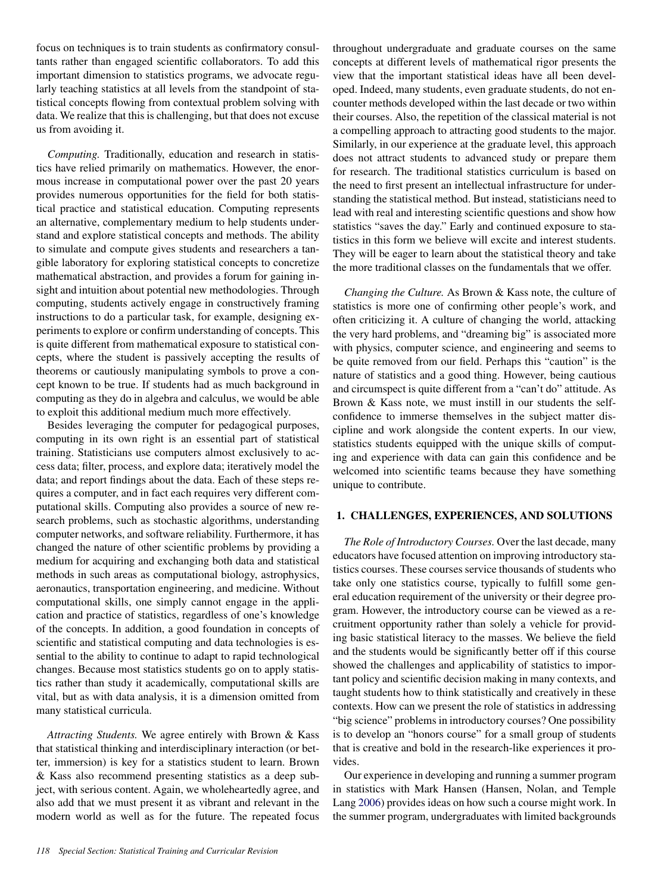focus on techniques is to train students as confirmatory consultants rather than engaged scientific collaborators. To add this important dimension to statistics programs, we advocate regularly teaching statistics at all levels from the standpoint of statistical concepts flowing from contextual problem solving with data. We realize that this is challenging, but that does not excuse us from avoiding it.

*Computing.* Traditionally, education and research in statistics have relied primarily on mathematics. However, the enormous increase in computational power over the past 20 years provides numerous opportunities for the field for both statistical practice and statistical education. Computing represents an alternative, complementary medium to help students understand and explore statistical concepts and methods. The ability to simulate and compute gives students and researchers a tangible laboratory for exploring statistical concepts to concretize mathematical abstraction, and provides a forum for gaining insight and intuition about potential new methodologies. Through computing, students actively engage in constructively framing instructions to do a particular task, for example, designing experiments to explore or confirm understanding of concepts. This is quite different from mathematical exposure to statistical concepts, where the student is passively accepting the results of theorems or cautiously manipulating symbols to prove a concept known to be true. If students had as much background in computing as they do in algebra and calculus, we would be able to exploit this additional medium much more effectively.

Besides leveraging the computer for pedagogical purposes, computing in its own right is an essential part of statistical training. Statisticians use computers almost exclusively to access data; filter, process, and explore data; iteratively model the data; and report findings about the data. Each of these steps requires a computer, and in fact each requires very different computational skills. Computing also provides a source of new research problems, such as stochastic algorithms, understanding computer networks, and software reliability. Furthermore, it has changed the nature of other scientific problems by providing a medium for acquiring and exchanging both data and statistical methods in such areas as computational biology, astrophysics, aeronautics, transportation engineering, and medicine. Without computational skills, one simply cannot engage in the application and practice of statistics, regardless of one's knowledge of the concepts. In addition, a good foundation in concepts of scientific and statistical computing and data technologies is essential to the ability to continue to adapt to rapid technological changes. Because most statistics students go on to apply statistics rather than study it academically, computational skills are vital, but as with data analysis, it is a dimension omitted from many statistical curricula.

*Attracting Students.* We agree entirely with Brown & Kass that statistical thinking and interdisciplinary interaction (or better, immersion) is key for a statistics student to learn. Brown & Kass also recommend presenting statistics as a deep subject, with serious content. Again, we wholeheartedly agree, and also add that we must present it as vibrant and relevant in the modern world as well as for the future. The repeated focus throughout undergraduate and graduate courses on the same concepts at different levels of mathematical rigor presents the view that the important statistical ideas have all been developed. Indeed, many students, even graduate students, do not encounter methods developed within the last decade or two within their courses. Also, the repetition of the classical material is not a compelling approach to attracting good students to the major. Similarly, in our experience at the graduate level, this approach does not attract students to advanced study or prepare them for research. The traditional statistics curriculum is based on the need to first present an intellectual infrastructure for understanding the statistical method. But instead, statisticians need to lead with real and interesting scientific questions and show how statistics "saves the day." Early and continued exposure to statistics in this form we believe will excite and interest students. They will be eager to learn about the statistical theory and take the more traditional classes on the fundamentals that we offer.

*Changing the Culture.* As Brown & Kass note, the culture of statistics is more one of confirming other people's work, and often criticizing it. A culture of changing the world, attacking the very hard problems, and "dreaming big" is associated more with physics, computer science, and engineering and seems to be quite removed from our field. Perhaps this "caution" is the nature of statistics and a good thing. However, being cautious and circumspect is quite different from a "can't do" attitude. As Brown & Kass note, we must instill in our students the self-confidence to immerse themselves in the subject matter discipline and work alongside the content experts. In our view, statistics students equipped with the unique skills of computing and experience with data can gain this confidence and be welcomed into scientific teams because they have something unique to contribute.

## 1. CHALLENGES, EXPERIENCES, AND SOLUTIONS

*The Role of Introductory Courses.* Over the last decade, many educators have focused attention on improving introductory statistics courses. These courses service thousands of students who take only one statistics course, typically to fulfill some general education requirement of the university or their degree program. However, the introductory course can be viewed as a recruitment opportunity rather than solely a vehicle for providing basic statistical literacy to the masses. We believe the field and the students would be significantly better off if this course showed the challenges and applicability of statistics to important policy and scientific decision making in many contexts, and taught students how to think statistically and creatively in these contexts. How can we present the role of statistics in addressing "big science" problems in introductory courses? One possibility is to develop an "honors course" for a small group of students that is creative and bold in the research-like experiences it provides.

Our experience in developing and running a summer program in statistics with Mark Hansen (Hansen, Nolan, and Temple Lang 2006) provides ideas on how such a course might work. In the summer program, undergraduates with limited backgrounds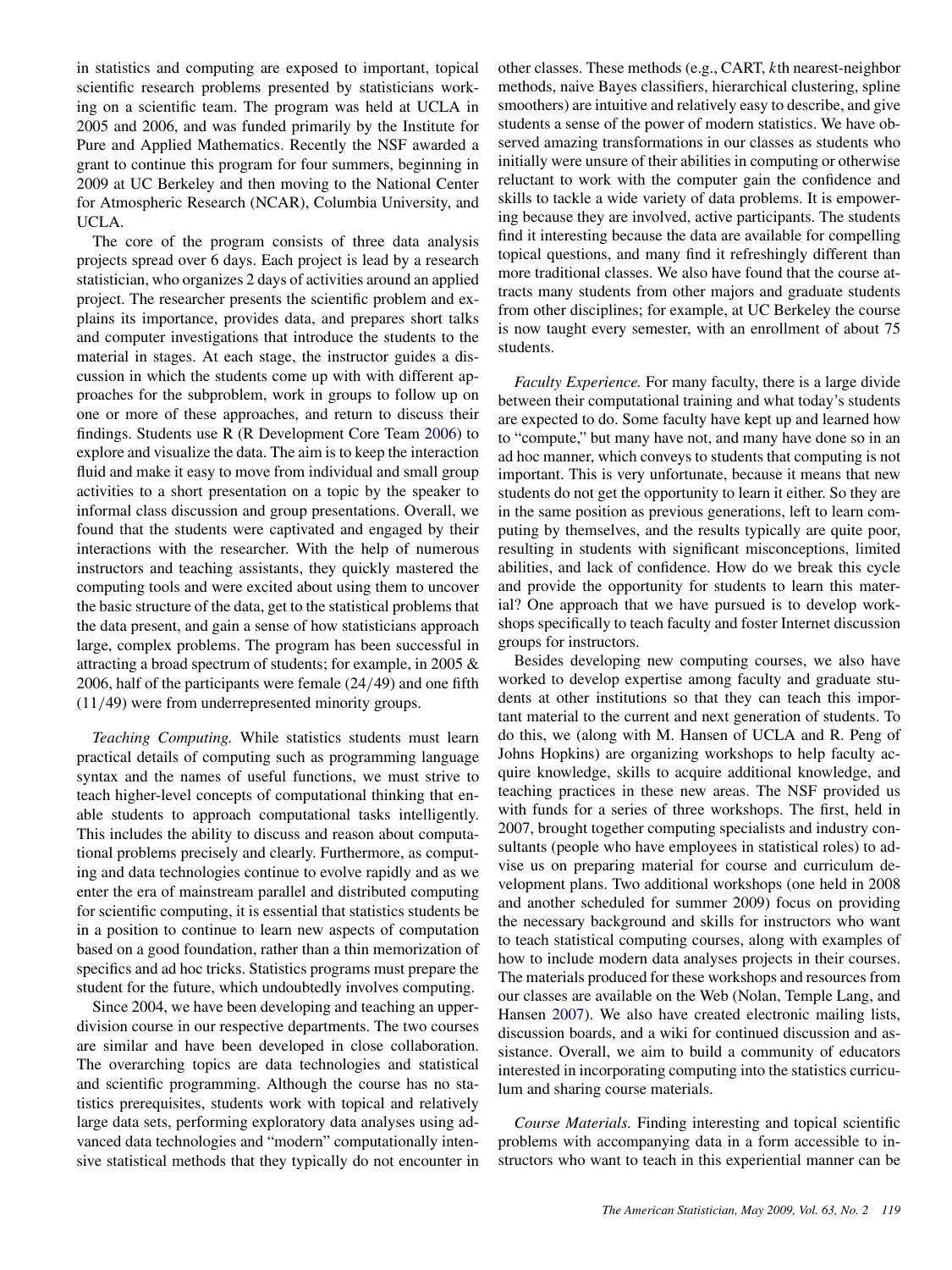in statistics and computing are exposed to important, topical scientific research problems presented by statisticians working on a scientific team. The program was held at UCLA in 2005 and 2006, and was funded primarily by the Institute for Pure and Applied Mathematics. Recently the NSF awarded a grant to continue this program for four summers, beginning in 2009 at UC Berkeley and then moving to the National Center for Atmospheric Research (NCAR), Columbia University, and UCLA.

The core of the program consists of three data analysis projects spread over 6 days. Each project is lead by a research statistician, who organizes 2 days of activities around an applied project. The researcher presents the scientific problem and explains its importance, provides data, and prepares short talks and computer investigations that introduce the students to the material in stages. At each stage, the instructor guides a discussion in which the students come up with with different approaches for the subproblem, work in groups to follow up on one or more of these approaches, and return to discuss their findings. Students use R (R Development Core Team 2006) to explore and visualize the data. The aim is to keep the interaction fluid and make it easy to move from individual and small group activities to a short presentation on a topic by the speaker to informal class discussion and group presentations. Overall, we found that the students were captivated and engaged by their interactions with the researcher. With the help of numerous instructors and teaching assistants, they quickly mastered the computing tools and were excited about using them to uncover the basic structure of the data, get to the statistical problems that the data present, and gain a sense of how statisticians approach large, complex problems. The program has been successful in attracting a broad spectrum of students; for example, in 2005 & 2006, half of the participants were female (24/49) and one fifth (11/49) were from underrepresented minority groups.

*Teaching Computing.* While statistics students must learn practical details of computing such as programming language syntax and the names of useful functions, we must strive to teach higher-level concepts of computational thinking that enable students to approach computational tasks intelligently. This includes the ability to discuss and reason about computational problems precisely and clearly. Furthermore, as computing and data technologies continue to evolve rapidly and as we enter the era of mainstream parallel and distributed computing for scientific computing, it is essential that statistics students be in a position to continue to learn new aspects of computation based on a good foundation, rather than a thin memorization of specifics and ad hoc tricks. Statistics programs must prepare the student for the future, which undoubtedly involves computing.

Since 2004, we have been developing and teaching an upper-division course in our respective departments. The two courses are similar and have been developed in close collaboration. The overarching topics are data technologies and statistical and scientific programming. Although the course has no statistics prerequisites, students work with topical and relatively large data sets, performing exploratory data analyses using advanced data technologies and "modern" computationally intensive statistical methods that they typically do not encounter in other classes. These methods (e.g., CART, *k*th nearest-neighbor methods, naive Bayes classifiers, hierarchical clustering, spline smoothers) are intuitive and relatively easy to describe, and give students a sense of the power of modern statistics. We have observed amazing transformations in our classes as students who initially were unsure of their abilities in computing or otherwise reluctant to work with the computer gain the confidence and skills to tackle a wide variety of data problems. It is empowering because they are involved, active participants. The students find it interesting because the data are available for compelling topical questions, and many find it refreshingly different than more traditional classes. We also have found that the course attracts many students from other majors and graduate students from other disciplines; for example, at UC Berkeley the course is now taught every semester, with an enrollment of about 75 students.

*Faculty Experience.* For many faculty, there is a large divide between their computational training and what today's students are expected to do. Some faculty have kept up and learned how to "compute," but many have not, and many have done so in an ad hoc manner, which conveys to students that computing is not important. This is very unfortunate, because it means that new students do not get the opportunity to learn it either. So they are in the same position as previous generations, left to learn computing by themselves, and the results typically are quite poor, resulting in students with significant misconceptions, limited abilities, and lack of confidence. How do we break this cycle and provide the opportunity for students to learn this material? One approach that we have pursued is to develop workshops specifically to teach faculty and foster Internet discussion groups for instructors.

Besides developing new computing courses, we also have worked to develop expertise among faculty and graduate students at other institutions so that they can teach this important material to the current and next generation of students. To do this, we (along with M. Hansen of UCLA and R. Peng of Johns Hopkins) are organizing workshops to help faculty acquire knowledge, skills to acquire additional knowledge, and teaching practices in these new areas. The NSF provided us with funds for a series of three workshops. The first, held in 2007, brought together computing specialists and industry consultants (people who have employees in statistical roles) to advise us on preparing material for course and curriculum development plans. Two additional workshops (one held in 2008 and another scheduled for summer 2009) focus on providing the necessary background and skills for instructors who want to teach statistical computing courses, along with examples of how to include modern data analyses projects in their courses. The materials produced for these workshops and resources from our classes are available on the Web (Nolan, Temple Lang, and Hansen 2007). We also have created electronic mailing lists, discussion boards, and a wiki for continued discussion and assistance. Overall, we aim to build a community of educators interested in incorporating computing into the statistics curriculum and sharing course materials.

*Course Materials.* Finding interesting and topical scientific problems with accompanying data in a form accessible to instructors who want to teach in this experiential manner can be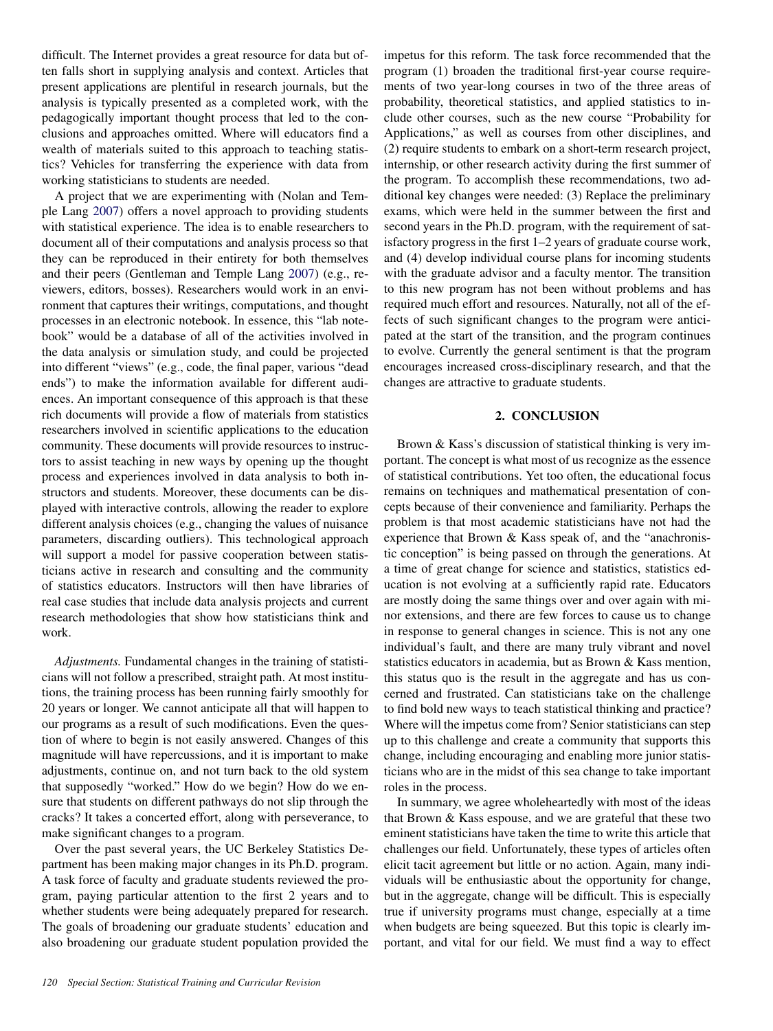difficult. The Internet provides a great resource for data but often falls short in supplying analysis and context. Articles that present applications are plentiful in research journals, but the analysis is typically presented as a completed work, with the pedagogically important thought process that led to the conclusions and approaches omitted. Where will educators find a wealth of materials suited to this approach to teaching statistics? Vehicles for transferring the experience with data from working statisticians to students are needed.

A project that we are experimenting with (Nolan and Temple Lang 2007) offers a novel approach to providing students with statistical experience. The idea is to enable researchers to document all of their computations and analysis process so that they can be reproduced in their entirety for both themselves and their peers (Gentleman and Temple Lang 2007) (e.g., reviewers, editors, bosses). Researchers would work in an environment that captures their writings, computations, and thought processes in an electronic notebook. In essence, this "lab notebook" would be a database of all of the activities involved in the data analysis or simulation study, and could be projected into different "views" (e.g., code, the final paper, various "dead ends") to make the information available for different audiences. An important consequence of this approach is that these rich documents will provide a flow of materials from statistics researchers involved in scientific applications to the education community. These documents will provide resources to instructors to assist teaching in new ways by opening up the thought process and experiences involved in data analysis to both instructors and students. Moreover, these documents can be displayed with interactive controls, allowing the reader to explore different analysis choices (e.g., changing the values of nuisance parameters, discarding outliers). This technological approach will support a model for passive cooperation between statisticians active in research and consulting and the community of statistics educators. Instructors will then have libraries of real case studies that include data analysis projects and current research methodologies that show how statisticians think and work.

*Adjustments.* Fundamental changes in the training of statisticians will not follow a prescribed, straight path. At most institutions, the training process has been running fairly smoothly for 20 years or longer. We cannot anticipate all that will happen to our programs as a result of such modifications. Even the question of where to begin is not easily answered. Changes of this magnitude will have repercussions, and it is important to make adjustments, continue on, and not turn back to the old system that supposedly "worked." How do we begin? How do we ensure that students on different pathways do not slip through the cracks? It takes a concerted effort, along with perseverance, to make significant changes to a program.

Over the past several years, the UC Berkeley Statistics Department has been making major changes in its Ph.D. program. A task force of faculty and graduate students reviewed the program, paying particular attention to the first 2 years and to whether students were being adequately prepared for research. The goals of broadening our graduate students' education and also broadening our graduate student population provided the impetus for this reform. The task force recommended that the program (1) broaden the traditional first-year course requirements of two year-long courses in two of the three areas of probability, theoretical statistics, and applied statistics to include other courses, such as the new course "Probability for Applications," as well as courses from other disciplines, and (2) require students to embark on a short-term research project, internship, or other research activity during the first summer of the program. To accomplish these recommendations, two additional key changes were needed: (3) Replace the preliminary exams, which were held in the summer between the first and second years in the Ph.D. program, with the requirement of satisfactory progress in the first 1–2 years of graduate course work, and (4) develop individual course plans for incoming students with the graduate advisor and a faculty mentor. The transition to this new program has not been without problems and has required much effort and resources. Naturally, not all of the effects of such significant changes to the program were anticipated at the start of the transition, and the program continues to evolve. Currently the general sentiment is that the program encourages increased cross-disciplinary research, and that the changes are attractive to graduate students.

## 2. CONCLUSION

Brown & Kass's discussion of statistical thinking is very important. The concept is what most of us recognize as the essence of statistical contributions. Yet too often, the educational focus remains on techniques and mathematical presentation of concepts because of their convenience and familiarity. Perhaps the problem is that most academic statisticians have not had the experience that Brown & Kass speak of, and the "anachronistic conception" is being passed on through the generations. At a time of great change for science and statistics, statistics education is not evolving at a sufficiently rapid rate. Educators are mostly doing the same things over and over again with minor extensions, and there are few forces to cause us to change in response to general changes in science. This is not any one individual's fault, and there are many truly vibrant and novel statistics educators in academia, but as Brown & Kass mention, this status quo is the result in the aggregate and has us concerned and frustrated. Can statisticians take on the challenge to find bold new ways to teach statistical thinking and practice? Where will the impetus come from? Senior statisticians can step up to this challenge and create a community that supports this change, including encouraging and enabling more junior statisticians who are in the midst of this sea change to take important roles in the process.

In summary, we agree wholeheartedly with most of the ideas that Brown & Kass espouse, and we are grateful that these two eminent statisticians have taken the time to write this article that challenges our field. Unfortunately, these types of articles often elicit tacit agreement but little or no action. Again, many individuals will be enthusiastic about the opportunity for change, but in the aggregate, change will be difficult. This is especially true if university programs must change, especially at a time when budgets are being squeezed. But this topic is clearly important, and vital for our field. We must find a way to effect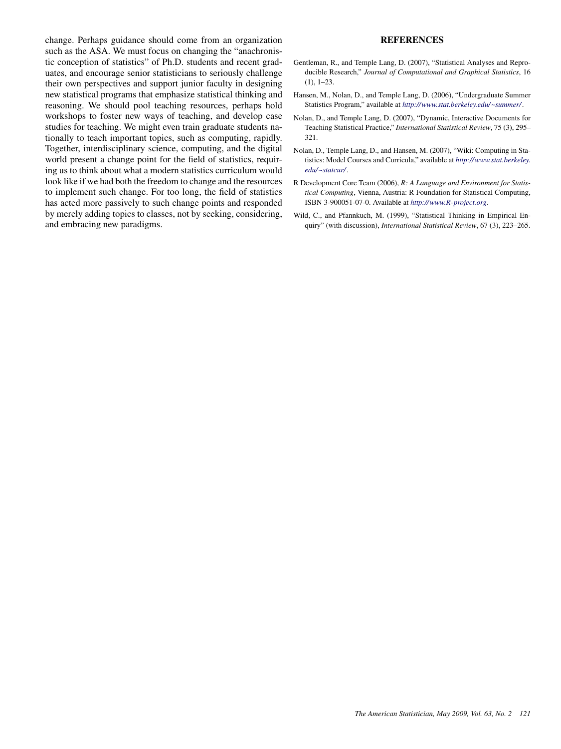change. Perhaps guidance should come from an organization such as the ASA. We must focus on changing the "anachronistic conception of statistics" of Ph.D. students and recent graduates, and encourage senior statisticians to seriously challenge their own perspectives and support junior faculty in designing new statistical programs that emphasize statistical thinking and reasoning. We should pool teaching resources, perhaps hold workshops to foster new ways of teaching, and develop case studies for teaching. We might even train graduate students nationally to teach important topics, such as computing, rapidly. Together, interdisciplinary science, computing, and the digital world present a change point for the field of statistics, requiring us to think about what a modern statistics curriculum would look like if we had both the freedom to change and the resources to implement such change. For too long, the field of statistics has acted more passively to such change points and responded by merely adding topics to classes, not by seeking, considering, and embracing new paradigms.

## REFERENCES

Gentleman, R., and Temple Lang, D. (2007), "Statistical Analyses and Reproducible Research," *Journal of Computational and Graphical Statistics*, 16 (1), 1–23.

Hansen, M., Nolan, D., and Temple Lang, D. (2006), "Undergraduate Summer Statistics Program," available at *http://www.stat.berkeley.edu/~summer/*.

Nolan, D., and Temple Lang, D. (2007), "Dynamic, Interactive Documents for Teaching Statistical Practice," *International Statistical Review*, 75 (3), 295–321.

Nolan, D., Temple Lang, D., and Hansen, M. (2007), "Wiki: Computing in Statistics: Model Courses and Curricula," available at *http://www.stat.berkeley.edu/~statcur/*.

R Development Core Team (2006), *R: A Language and Environment for Statistical Computing*, Vienna, Austria: R Foundation for Statistical Computing, ISBN 3-900051-07-0. Available at *http://www.R-project.org*.

Wild, C., and Pfannkuch, M. (1999), "Statistical Thinking in Empirical Enquiry" (with discussion), *International Statistical Review*, 67 (3), 223–265.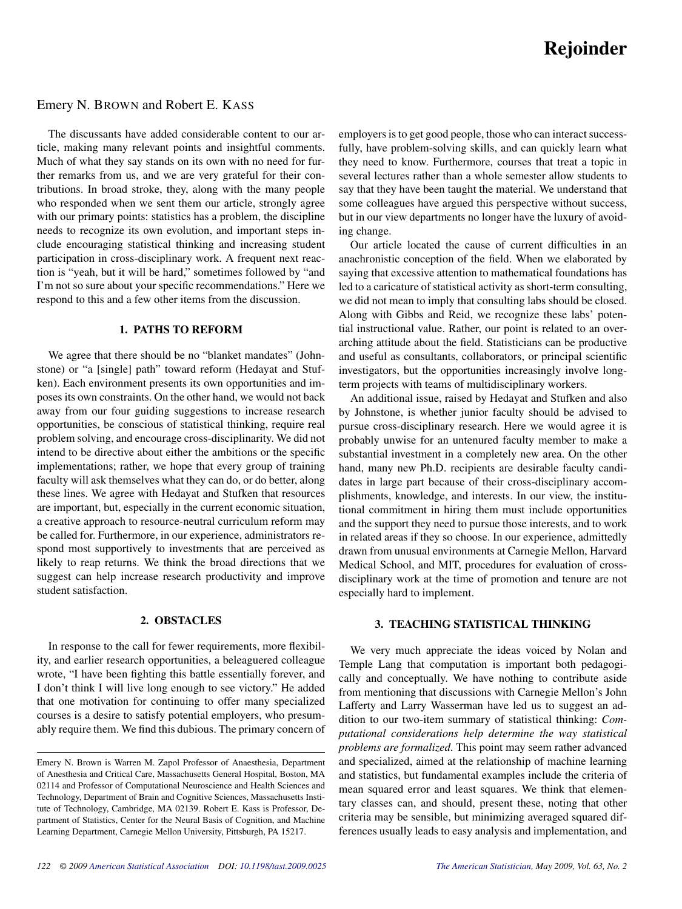# Rejoinder

Emery N. BROWN and Robert E. KASS

The discussants have added considerable content to our article, making many relevant points and insightful comments. Much of what they say stands on its own with no need for further remarks from us, and we are very grateful for their contributions. In broad stroke, they, along with the many people who responded when we sent them our article, strongly agree with our primary points: statistics has a problem, the discipline needs to recognize its own evolution, and important steps include encouraging statistical thinking and increasing student participation in cross-disciplinary work. A frequent next reaction is "yeah, but it will be hard," sometimes followed by "and I'm not so sure about your specific recommendations." Here we respond to this and a few other items from the discussion.

## 1. PATHS TO REFORM

We agree that there should be no "blanket mandates" (Johnstone) or "a [single] path" toward reform (Hedayat and Stufken). Each environment presents its own opportunities and imposes its own constraints. On the other hand, we would not back away from our four guiding suggestions to increase research opportunities, be conscious of statistical thinking, require real problem solving, and encourage cross-disciplinarity. We did not intend to be directive about either the ambitions or the specific implementations; rather, we hope that every group of training faculty will ask themselves what they can do, or do better, along these lines. We agree with Hedayat and Stufken that resources are important, but, especially in the current economic situation, a creative approach to resource-neutral curriculum reform may be called for. Furthermore, in our experience, administrators respond most supportively to investments that are perceived as likely to reap returns. We think the broad directions that we suggest can help increase research productivity and improve student satisfaction.

## 2. OBSTACLES

In response to the call for fewer requirements, more flexibility, and earlier research opportunities, a beleaguered colleague wrote, "I have been fighting this battle essentially forever, and I don't think I will live long enough to see victory." He added that one motivation for continuing to offer many specialized courses is a desire to satisfy potential employers, who presumably require them. We find this dubious. The primary concern of employers is to get good people, those who can interact successfully, have problem-solving skills, and can quickly learn what they need to know. Furthermore, courses that treat a topic in several lectures rather than a whole semester allow students to say that they have been taught the material. We understand that some colleagues have argued this perspective without success, but in our view departments no longer have the luxury of avoiding change.

Our article located the cause of current difficulties in an anachronistic conception of the field. When we elaborated by saying that excessive attention to mathematical foundations has led to a caricature of statistical activity as short-term consulting, we did not mean to imply that consulting labs should be closed. Along with Gibbs and Reid, we recognize these labs' potential instructional value. Rather, our point is related to an overarching attitude about the field. Statisticians can be productive and useful as consultants, collaborators, or principal scientific investigators, but the opportunities increasingly involve long-term projects with teams of multidisciplinary workers.

An additional issue, raised by Hedayat and Stufken and also by Johnstone, is whether junior faculty should be advised to pursue cross-disciplinary research. Here we would agree it is probably unwise for an untenured faculty member to make a substantial investment in a completely new area. On the other hand, many new Ph.D. recipients are desirable faculty candidates in large part because of their cross-disciplinary accomplishments, knowledge, and interests. In our view, the institutional commitment in hiring them must include opportunities and the support they need to pursue those interests, and to work in related areas if they so choose. In our experience, admittedly drawn from unusual environments at Carnegie Mellon, Harvard Medical School, and MIT, procedures for evaluation of cross-disciplinary work at the time of promotion and tenure are not especially hard to implement.

## 3. TEACHING STATISTICAL THINKING

We very much appreciate the ideas voiced by Nolan and Temple Lang that computation is important both pedagogically and conceptually. We have nothing to contribute aside from mentioning that discussions with Carnegie Mellon's John Lafferty and Larry Wasserman have led us to suggest an addition to our two-item summary of statistical thinking: *Computational considerations help determine the way statistical problems are formalized*. This point may seem rather advanced and specialized, aimed at the relationship of machine learning and statistics, but fundamental examples include the criteria of mean squared error and least squares. We think that elementary classes can, and should, present these, noting that other criteria may be sensible, but minimizing averaged squared differences usually leads to easy analysis and implementation, and

---

Emery N. Brown is Warren M. Zapol Professor of Anaesthesia, Department of Anesthesia and Critical Care, Massachusetts General Hospital, Boston, MA 02114 and Professor of Computational Neuroscience and Health Sciences and Technology, Department of Brain and Cognitive Sciences, Massachusetts Institute of Technology, Cambridge, MA 02139. Robert E. Kass is Professor, Department of Statistics, Center for the Neural Basis of Cognition, and Machine Learning Department, Carnegie Mellon University, Pittsburgh, PA 15217.

© 2009 American Statistical Association DOI: 10.1198/tast.2009.0025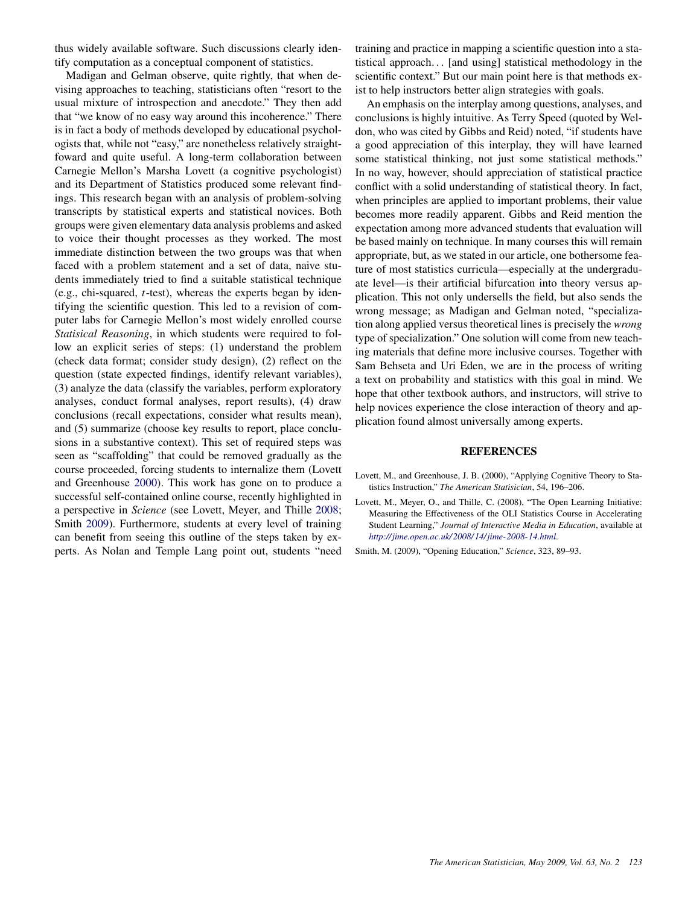thus widely available software. Such discussions clearly identify computation as a conceptual component of statistics.

Madigan and Gelman observe, quite rightly, that when devising approaches to teaching, statisticians often "resort to the usual mixture of introspection and anecdote." They then add that "we know of no easy way around this incoherence." There is in fact a body of methods developed by educational psychologists that, while not "easy," are nonetheless relatively straightfoward and quite useful. A long-term collaboration between Carnegie Mellon's Marsha Lovett (a cognitive psychologist) and its Department of Statistics produced some relevant findings. This research began with an analysis of problem-solving transcripts by statistical experts and statistical novices. Both groups were given elementary data analysis problems and asked to voice their thought processes as they worked. The most immediate distinction between the two groups was that when faced with a problem statement and a set of data, naive students immediately tried to find a suitable statistical technique (e.g., chi-squared, $t$-test), whereas the experts began by identifying the scientific question. This led to a revision of computer labs for Carnegie Mellon's most widely enrolled course *Statisical Reasoning*, in which students were required to follow an explicit series of steps: (1) understand the problem (check data format; consider study design), (2) reflect on the question (state expected findings, identify relevant variables), (3) analyze the data (classify the variables, perform exploratory analyses, conduct formal analyses, report results), (4) draw conclusions (recall expectations, consider what results mean), and (5) summarize (choose key results to report, place conclusions in a substantive context). This set of required steps was seen as "scaffolding" that could be removed gradually as the course proceeded, forcing students to internalize them (Lovett and Greenhouse 2000). This work has gone on to produce a successful self-contained online course, recently highlighted in a perspective in *Science* (see Lovett, Meyer, and Thille 2008; Smith 2009). Furthermore, students at every level of training can benefit from seeing this outline of the steps taken by experts. As Nolan and Temple Lang point out, students "need training and practice in mapping a scientific question into a statistical approach… [and using] statistical methodology in the scientific context." But our main point here is that methods exist to help instructors better align strategies with goals.

An emphasis on the interplay among questions, analyses, and conclusions is highly intuitive. As Terry Speed (quoted by Weldon, who was cited by Gibbs and Reid) noted, "if students have a good appreciation of this interplay, they will have learned some statistical thinking, not just some statistical methods." In no way, however, should appreciation of statistical practice conflict with a solid understanding of statistical theory. In fact, when principles are applied to important problems, their value becomes more readily apparent. Gibbs and Reid mention the expectation among more advanced students that evaluation will be based mainly on technique. In many courses this will remain appropriate, but, as we stated in our article, one bothersome feature of most statistics curricula—especially at the undergraduate level—is their artificial bifurcation into theory versus application. This not only undersells the field, but also sends the wrong message; as Madigan and Gelman noted, "specialization along applied versus theoretical lines is precisely the *wrong* type of specialization." One solution will come from new teaching materials that define more inclusive courses. Together with Sam Behseta and Uri Eden, we are in the process of writing a text on probability and statistics with this goal in mind. We hope that other textbook authors, and instructors, will strive to help novices experience the close interaction of theory and application found almost universally among experts.

## REFERENCES

Lovett, M., and Greenhouse, J. B. (2000), "Applying Cognitive Theory to Statistics Instruction," *The American Statisician*, 54, 196–206.

Lovett, M., Meyer, O., and Thille, C. (2008), "The Open Learning Initiative: Measuring the Effectiveness of the OLI Statistics Course in Accelerating Student Learning," *Journal of Interactive Media in Education*, available at *http://jime.open.ac.uk/2008/14/jime-2008-14.html*.

Smith, M. (2009), "Opening Education," *Science*, 323, 89–93.